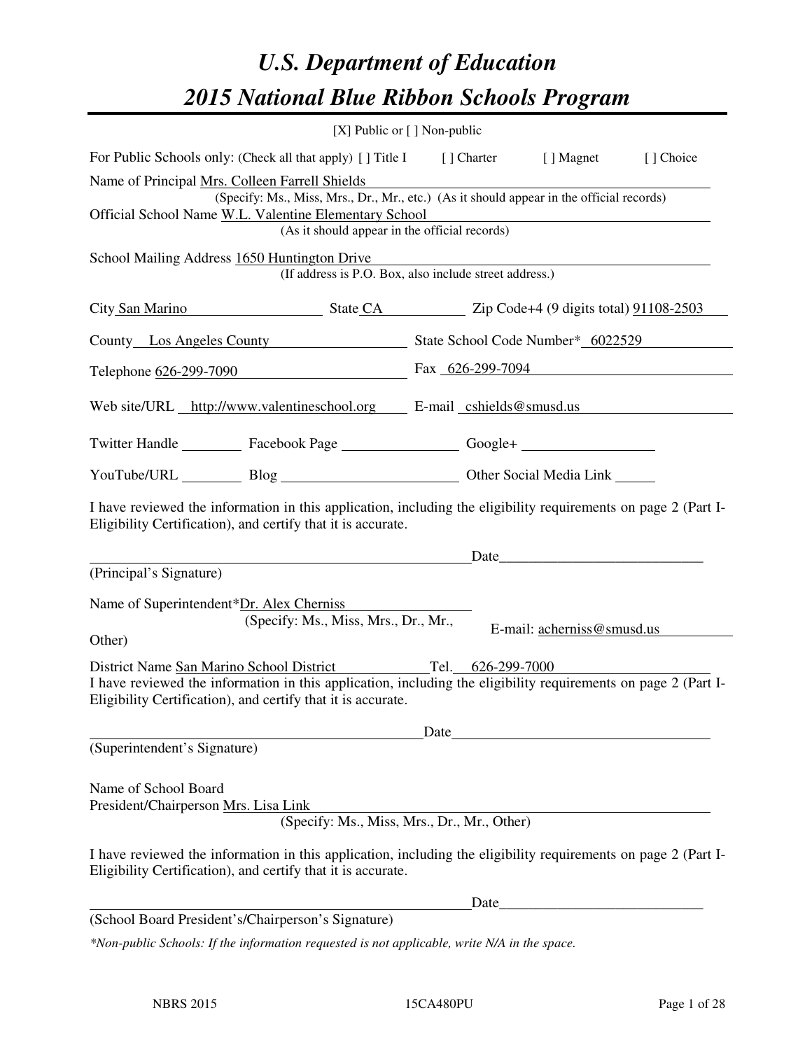# U.S. Department of Education
# 2015 National Blue Ribbon Schools Program

[X] Public or [ ] Non-public

For Public Schools only: (Check all that apply) [ ] Title I [ ] Charter [ ] Magnet [ ] Choice

Name of Principal Mrs. Colleen Farrell Shields
(Specify: Ms., Miss, Mrs., Dr., Mr., etc.) (As it should appear in the official records)

Official School Name W.L. Valentine Elementary School
(As it should appear in the official records)

School Mailing Address 1650 Huntington Drive
(If address is P.O. Box, also include street address.)

City San Marino State CA Zip Code+4 (9 digits total) 91108-2503

County Los Angeles County State School Code Number* 6022529

Telephone 626-299-7090 Fax 626-299-7094

Web site/URL http://www.valentineschool.org E-mail cshields@smusd.us

Twitter Handle ________ Facebook Page ________ Google+ ________

YouTube/URL ________ Blog ________ Other Social Media Link ________

I have reviewed the information in this application, including the eligibility requirements on page 2 (Part I-Eligibility Certification), and certify that it is accurate.

_______________________________________ Date_______________________

(Principal's Signature)

Name of Superintendent*Dr. Alex Cherniss
(Specify: Ms., Miss, Mrs., Dr., Mr., Other)

E-mail: acherniss@smusd.us

District Name San Marino School District Tel. 626-299-7000

I have reviewed the information in this application, including the eligibility requirements on page 2 (Part I-Eligibility Certification), and certify that it is accurate.

_______________________________________ Date_______________________

(Superintendent's Signature)

Name of School Board
President/Chairperson Mrs. Lisa Link
(Specify: Ms., Miss, Mrs., Dr., Mr., Other)

I have reviewed the information in this application, including the eligibility requirements on page 2 (Part I-Eligibility Certification), and certify that it is accurate.

_______________________________________ Date_______________________

(School Board President's/Chairperson's Signature)

*\*Non-public Schools: If the information requested is not applicable, write N/A in the space.*

NBRS 2015 15CA480PU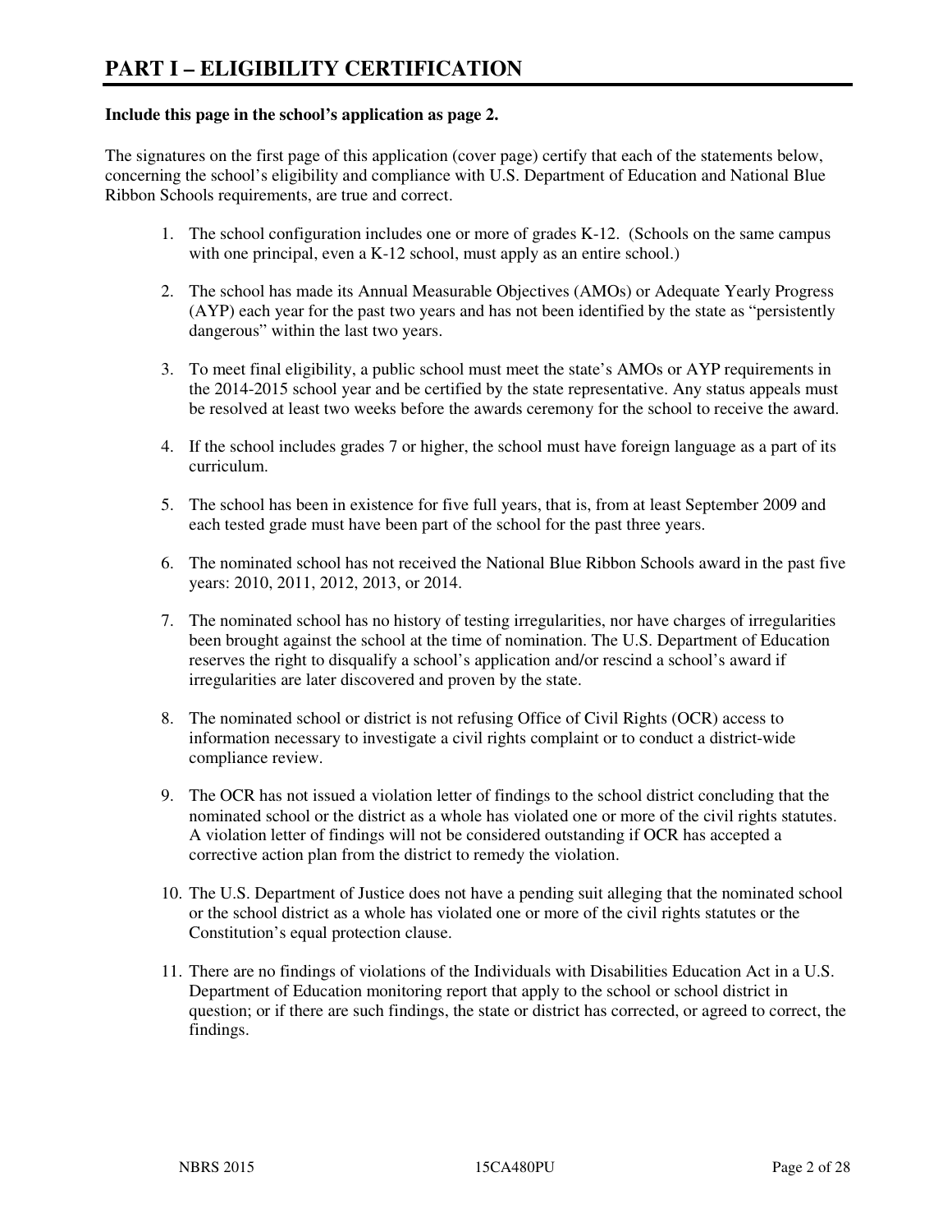# PART I – ELIGIBILITY CERTIFICATION

**Include this page in the school's application as page 2.**

The signatures on the first page of this application (cover page) certify that each of the statements below, concerning the school's eligibility and compliance with U.S. Department of Education and National Blue Ribbon Schools requirements, are true and correct.

1. The school configuration includes one or more of grades K-12. (Schools on the same campus with one principal, even a K-12 school, must apply as an entire school.)

2. The school has made its Annual Measurable Objectives (AMOs) or Adequate Yearly Progress (AYP) each year for the past two years and has not been identified by the state as "persistently dangerous" within the last two years.

3. To meet final eligibility, a public school must meet the state's AMOs or AYP requirements in the 2014-2015 school year and be certified by the state representative. Any status appeals must be resolved at least two weeks before the awards ceremony for the school to receive the award.

4. If the school includes grades 7 or higher, the school must have foreign language as a part of its curriculum.

5. The school has been in existence for five full years, that is, from at least September 2009 and each tested grade must have been part of the school for the past three years.

6. The nominated school has not received the National Blue Ribbon Schools award in the past five years: 2010, 2011, 2012, 2013, or 2014.

7. The nominated school has no history of testing irregularities, nor have charges of irregularities been brought against the school at the time of nomination. The U.S. Department of Education reserves the right to disqualify a school's application and/or rescind a school's award if irregularities are later discovered and proven by the state.

8. The nominated school or district is not refusing Office of Civil Rights (OCR) access to information necessary to investigate a civil rights complaint or to conduct a district-wide compliance review.

9. The OCR has not issued a violation letter of findings to the school district concluding that the nominated school or the district as a whole has violated one or more of the civil rights statutes. A violation letter of findings will not be considered outstanding if OCR has accepted a corrective action plan from the district to remedy the violation.

10. The U.S. Department of Justice does not have a pending suit alleging that the nominated school or the school district as a whole has violated one or more of the civil rights statutes or the Constitution's equal protection clause.

11. There are no findings of violations of the Individuals with Disabilities Education Act in a U.S. Department of Education monitoring report that apply to the school or school district in question; or if there are such findings, the state or district has corrected, or agreed to correct, the findings.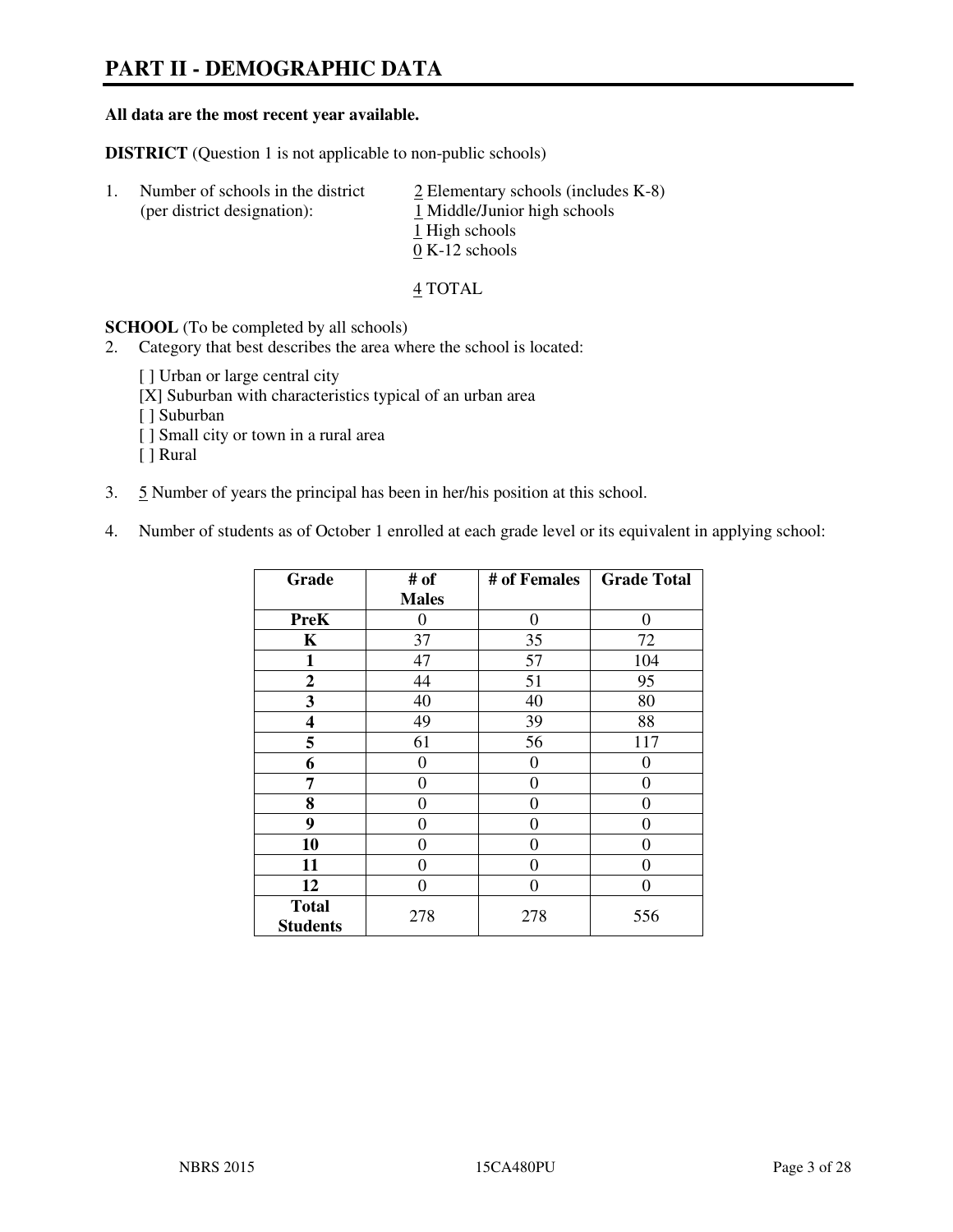# PART II - DEMOGRAPHIC DATA

**All data are the most recent year available.**

**DISTRICT** (Question 1 is not applicable to non-public schools)

1. Number of schools in the district (per district designation):
   - 2 Elementary schools (includes K-8)
   - 1 Middle/Junior high schools
   - 1 High schools
   - 0 K-12 schools

   4 TOTAL

**SCHOOL** (To be completed by all schools)

2. Category that best describes the area where the school is located:

   [ ] Urban or large central city
   [X] Suburban with characteristics typical of an urban area
   [ ] Suburban
   [ ] Small city or town in a rural area
   [ ] Rural

3. 5 Number of years the principal has been in her/his position at this school.

4. Number of students as of October 1 enrolled at each grade level or its equivalent in applying school:

| Grade | # of Males | # of Females | Grade Total |
|---|---|---|---|
| **PreK** | 0 | 0 | 0 |
| **K** | 37 | 35 | 72 |
| **1** | 47 | 57 | 104 |
| **2** | 44 | 51 | 95 |
| **3** | 40 | 40 | 80 |
| **4** | 49 | 39 | 88 |
| **5** | 61 | 56 | 117 |
| **6** | 0 | 0 | 0 |
| **7** | 0 | 0 | 0 |
| **8** | 0 | 0 | 0 |
| **9** | 0 | 0 | 0 |
| **10** | 0 | 0 | 0 |
| **11** | 0 | 0 | 0 |
| **12** | 0 | 0 | 0 |
| **Total Students** | 278 | 278 | 556 |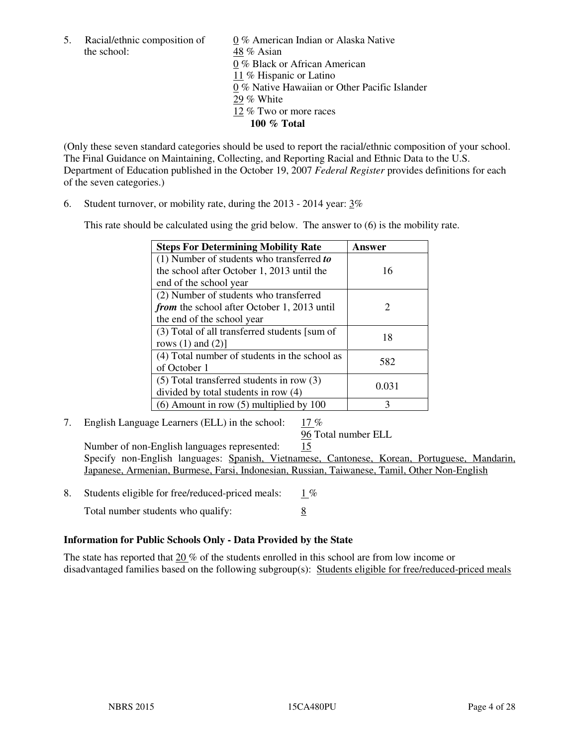5. Racial/ethnic composition of the school:

0 % American Indian or Alaska Native
48 % Asian
0 % Black or African American
11 % Hispanic or Latino
0 % Native Hawaiian or Other Pacific Islander
29 % White
12 % Two or more races
**100 % Total**

(Only these seven standard categories should be used to report the racial/ethnic composition of your school. The Final Guidance on Maintaining, Collecting, and Reporting Racial and Ethnic Data to the U.S. Department of Education published in the October 19, 2007 *Federal Register* provides definitions for each of the seven categories.)

6. Student turnover, or mobility rate, during the 2013 - 2014 year: 3%

This rate should be calculated using the grid below. The answer to (6) is the mobility rate.

| **Steps For Determining Mobility Rate** | **Answer** |
|---|---|
| (1) Number of students who transferred ***to*** the school after October 1, 2013 until the end of the school year | 16 |
| (2) Number of students who transferred ***from*** the school after October 1, 2013 until the end of the school year | 2 |
| (3) Total of all transferred students [sum of rows (1) and (2)] | 18 |
| (4) Total number of students in the school as of October 1 | 582 |
| (5) Total transferred students in row (3) divided by total students in row (4) | 0.031 |
| (6) Amount in row (5) multiplied by 100 | 3 |

7. English Language Learners (ELL) in the school: 17 %
96 Total number ELL
Number of non-English languages represented: 15
Specify non-English languages: Spanish, Vietnamese, Cantonese, Korean, Portuguese, Mandarin, Japanese, Armenian, Burmese, Farsi, Indonesian, Russian, Taiwanese, Tamil, Other Non-English

8. Students eligible for free/reduced-priced meals: 1 %
Total number students who qualify: 8

**Information for Public Schools Only - Data Provided by the State**

The state has reported that 20 % of the students enrolled in this school are from low income or disadvantaged families based on the following subgroup(s): Students eligible for free/reduced-priced meals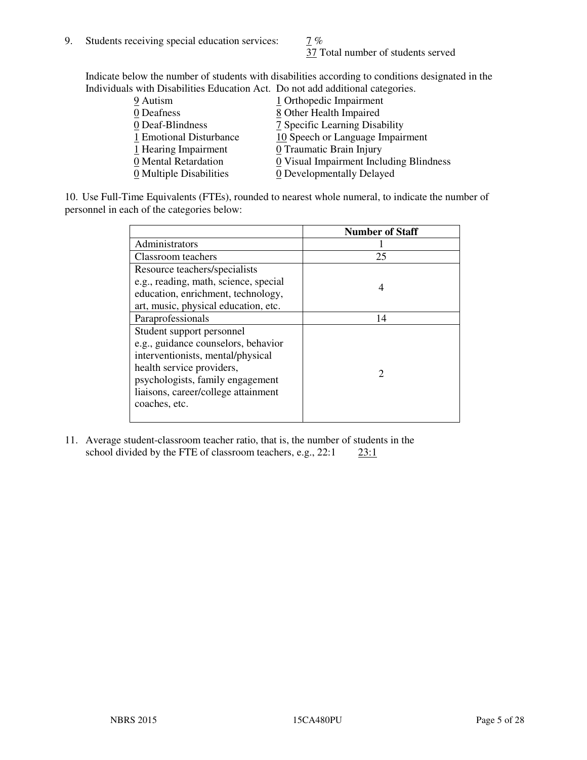9. Students receiving special education services: 7 %
   37 Total number of students served

Indicate below the number of students with disabilities according to conditions designated in the Individuals with Disabilities Education Act. Do not add additional categories.

9 Autism
0 Deafness
0 Deaf-Blindness
1 Emotional Disturbance
1 Hearing Impairment
0 Mental Retardation
0 Multiple Disabilities
1 Orthopedic Impairment
8 Other Health Impaired
7 Specific Learning Disability
10 Speech or Language Impairment
0 Traumatic Brain Injury
0 Visual Impairment Including Blindness
0 Developmentally Delayed

10. Use Full-Time Equivalents (FTEs), rounded to nearest whole numeral, to indicate the number of personnel in each of the categories below:

| | Number of Staff |
|---|---|
| Administrators | 1 |
| Classroom teachers | 25 |
| Resource teachers/specialists e.g., reading, math, science, special education, enrichment, technology, art, music, physical education, etc. | 4 |
| Paraprofessionals | 14 |
| Student support personnel e.g., guidance counselors, behavior interventionists, mental/physical health service providers, psychologists, family engagement liaisons, career/college attainment coaches, etc. | 2 |

11. Average student-classroom teacher ratio, that is, the number of students in the school divided by the FTE of classroom teachers, e.g., 22:1 23:1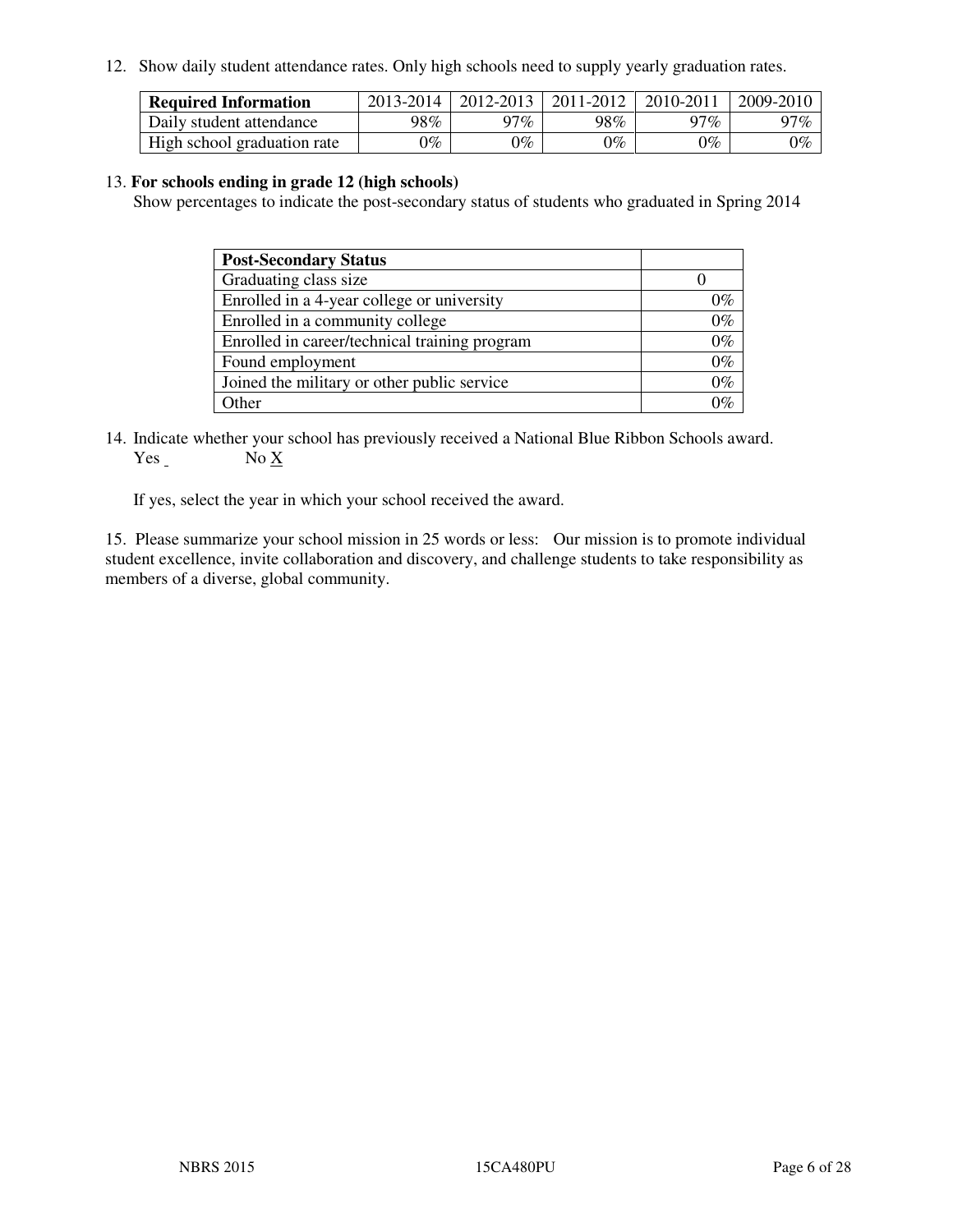12. Show daily student attendance rates. Only high schools need to supply yearly graduation rates.

| **Required Information** | 2013-2014 | 2012-2013 | 2011-2012 | 2010-2011 | 2009-2010 |
|---|---|---|---|---|---|
| Daily student attendance | 98% | 97% | 98% | 97% | 97% |
| High school graduation rate | 0% | 0% | 0% | 0% | 0% |

13. **For schools ending in grade 12 (high schools)**
Show percentages to indicate the post-secondary status of students who graduated in Spring 2014

| **Post-Secondary Status** | |
|---|---|
| Graduating class size | 0 |
| Enrolled in a 4-year college or university | 0% |
| Enrolled in a community college | 0% |
| Enrolled in career/technical training program | 0% |
| Found employment | 0% |
| Joined the military or other public service | 0% |
| Other | 0% |

14. Indicate whether your school has previously received a National Blue Ribbon Schools award.
Yes _ No X

If yes, select the year in which your school received the award.

15. Please summarize your school mission in 25 words or less: Our mission is to promote individual student excellence, invite collaboration and discovery, and challenge students to take responsibility as members of a diverse, global community.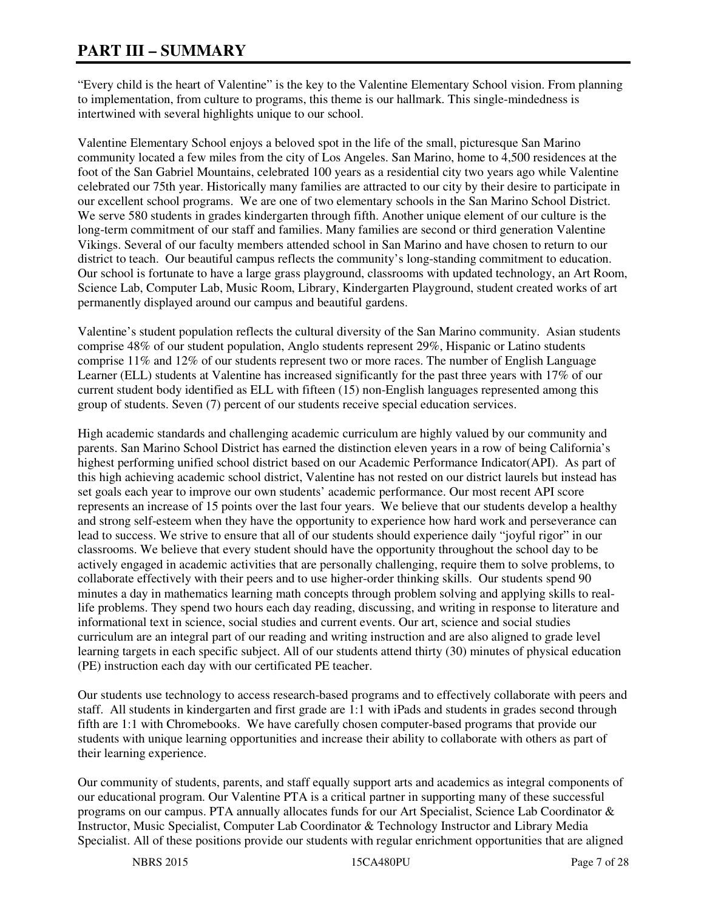# PART III – SUMMARY

"Every child is the heart of Valentine" is the key to the Valentine Elementary School vision. From planning to implementation, from culture to programs, this theme is our hallmark. This single-mindedness is intertwined with several highlights unique to our school.

Valentine Elementary School enjoys a beloved spot in the life of the small, picturesque San Marino community located a few miles from the city of Los Angeles. San Marino, home to 4,500 residences at the foot of the San Gabriel Mountains, celebrated 100 years as a residential city two years ago while Valentine celebrated our 75th year. Historically many families are attracted to our city by their desire to participate in our excellent school programs. We are one of two elementary schools in the San Marino School District. We serve 580 students in grades kindergarten through fifth. Another unique element of our culture is the long-term commitment of our staff and families. Many families are second or third generation Valentine Vikings. Several of our faculty members attended school in San Marino and have chosen to return to our district to teach. Our beautiful campus reflects the community's long-standing commitment to education. Our school is fortunate to have a large grass playground, classrooms with updated technology, an Art Room, Science Lab, Computer Lab, Music Room, Library, Kindergarten Playground, student created works of art permanently displayed around our campus and beautiful gardens.

Valentine's student population reflects the cultural diversity of the San Marino community. Asian students comprise 48% of our student population, Anglo students represent 29%, Hispanic or Latino students comprise 11% and 12% of our students represent two or more races. The number of English Language Learner (ELL) students at Valentine has increased significantly for the past three years with 17% of our current student body identified as ELL with fifteen (15) non-English languages represented among this group of students. Seven (7) percent of our students receive special education services.

High academic standards and challenging academic curriculum are highly valued by our community and parents. San Marino School District has earned the distinction eleven years in a row of being California's highest performing unified school district based on our Academic Performance Indicator(API). As part of this high achieving academic school district, Valentine has not rested on our district laurels but instead has set goals each year to improve our own students' academic performance. Our most recent API score represents an increase of 15 points over the last four years. We believe that our students develop a healthy and strong self-esteem when they have the opportunity to experience how hard work and perseverance can lead to success. We strive to ensure that all of our students should experience daily "joyful rigor" in our classrooms. We believe that every student should have the opportunity throughout the school day to be actively engaged in academic activities that are personally challenging, require them to solve problems, to collaborate effectively with their peers and to use higher-order thinking skills. Our students spend 90 minutes a day in mathematics learning math concepts through problem solving and applying skills to real-life problems. They spend two hours each day reading, discussing, and writing in response to literature and informational text in science, social studies and current events. Our art, science and social studies curriculum are an integral part of our reading and writing instruction and are also aligned to grade level learning targets in each specific subject. All of our students attend thirty (30) minutes of physical education (PE) instruction each day with our certificated PE teacher.

Our students use technology to access research-based programs and to effectively collaborate with peers and staff. All students in kindergarten and first grade are 1:1 with iPads and students in grades second through fifth are 1:1 with Chromebooks. We have carefully chosen computer-based programs that provide our students with unique learning opportunities and increase their ability to collaborate with others as part of their learning experience.

Our community of students, parents, and staff equally support arts and academics as integral components of our educational program. Our Valentine PTA is a critical partner in supporting many of these successful programs on our campus. PTA annually allocates funds for our Art Specialist, Science Lab Coordinator & Instructor, Music Specialist, Computer Lab Coordinator & Technology Instructor and Library Media Specialist. All of these positions provide our students with regular enrichment opportunities that are aligned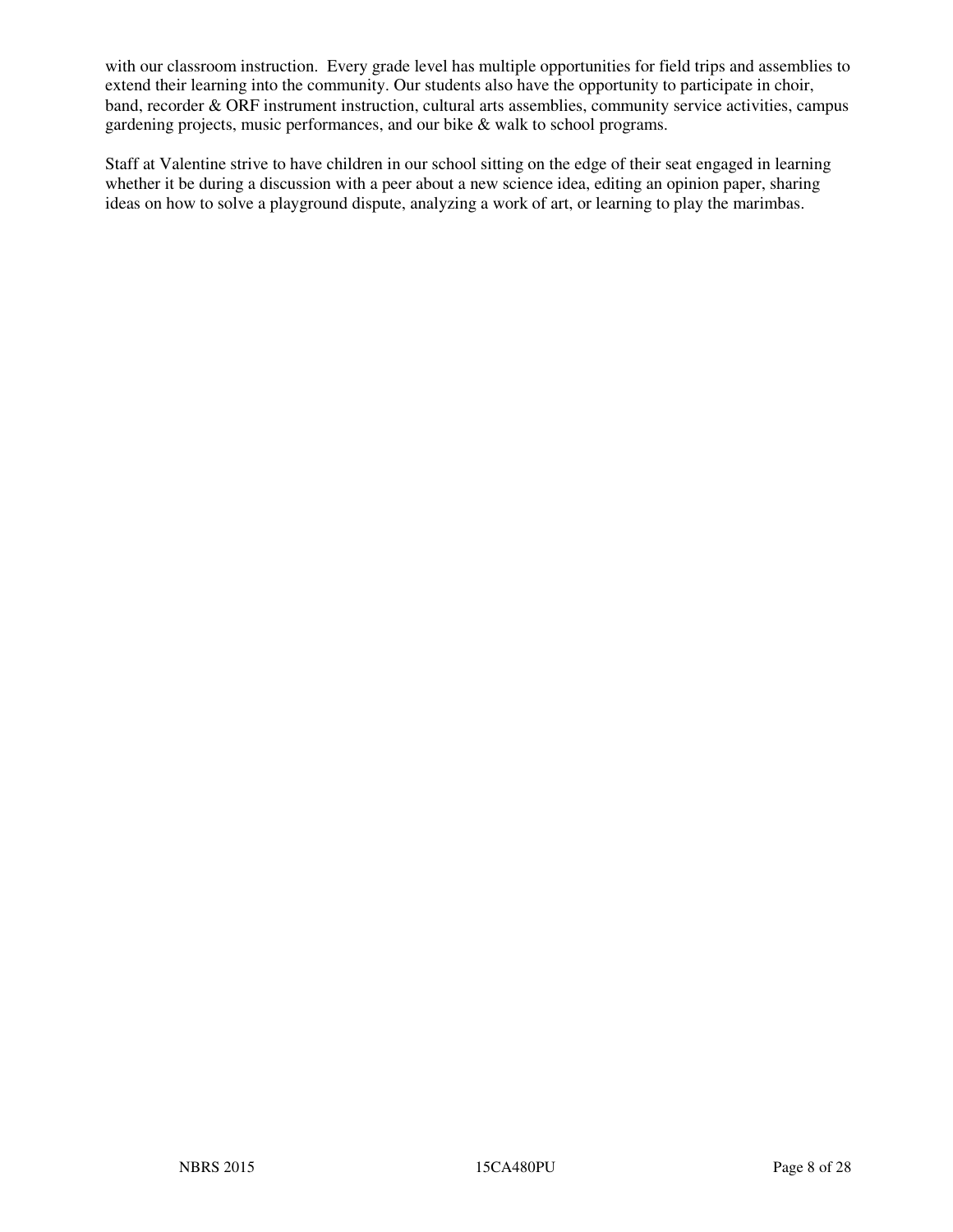with our classroom instruction.  Every grade level has multiple opportunities for field trips and assemblies to extend their learning into the community. Our students also have the opportunity to participate in choir, band, recorder & ORF instrument instruction, cultural arts assemblies, community service activities, campus gardening projects, music performances, and our bike & walk to school programs.

Staff at Valentine strive to have children in our school sitting on the edge of their seat engaged in learning whether it be during a discussion with a peer about a new science idea, editing an opinion paper, sharing ideas on how to solve a playground dispute, analyzing a work of art, or learning to play the marimbas.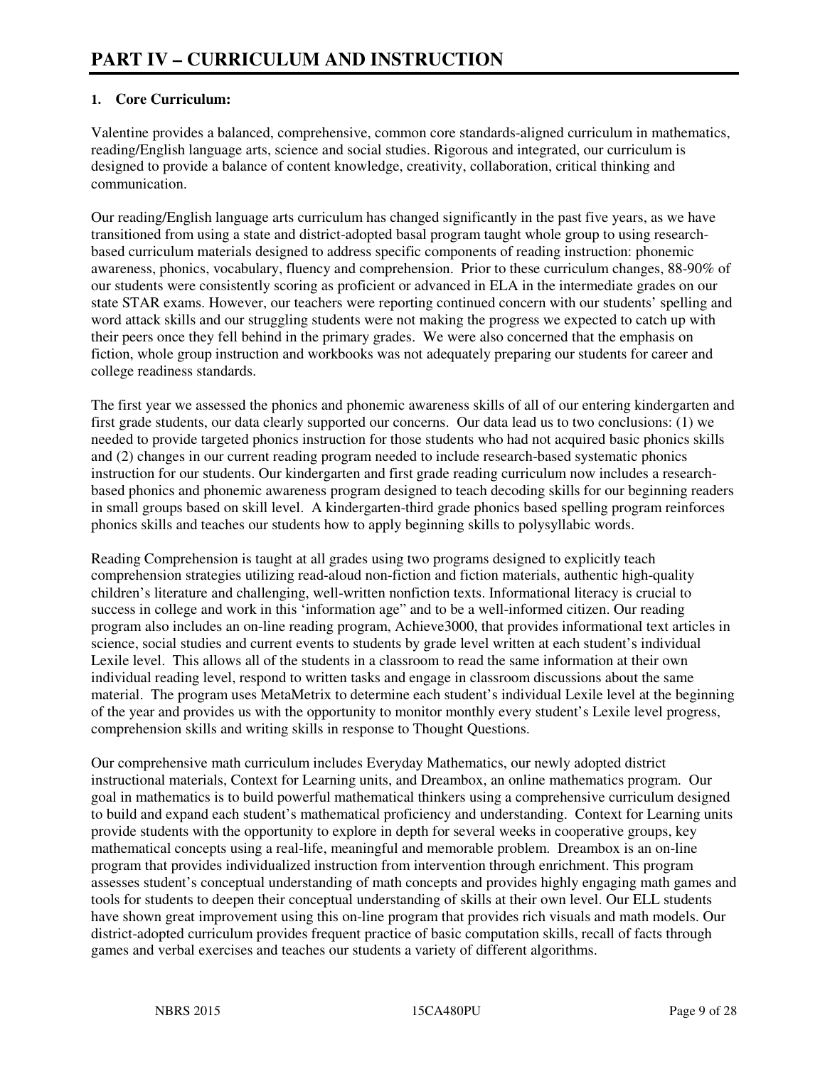# PART IV – CURRICULUM AND INSTRUCTION

**1. Core Curriculum:**

Valentine provides a balanced, comprehensive, common core standards-aligned curriculum in mathematics, reading/English language arts, science and social studies. Rigorous and integrated, our curriculum is designed to provide a balance of content knowledge, creativity, collaboration, critical thinking and communication.

Our reading/English language arts curriculum has changed significantly in the past five years, as we have transitioned from using a state and district-adopted basal program taught whole group to using research-based curriculum materials designed to address specific components of reading instruction: phonemic awareness, phonics, vocabulary, fluency and comprehension. Prior to these curriculum changes, 88-90% of our students were consistently scoring as proficient or advanced in ELA in the intermediate grades on our state STAR exams. However, our teachers were reporting continued concern with our students' spelling and word attack skills and our struggling students were not making the progress we expected to catch up with their peers once they fell behind in the primary grades. We were also concerned that the emphasis on fiction, whole group instruction and workbooks was not adequately preparing our students for career and college readiness standards.

The first year we assessed the phonics and phonemic awareness skills of all of our entering kindergarten and first grade students, our data clearly supported our concerns. Our data lead us to two conclusions: (1) we needed to provide targeted phonics instruction for those students who had not acquired basic phonics skills and (2) changes in our current reading program needed to include research-based systematic phonics instruction for our students. Our kindergarten and first grade reading curriculum now includes a research-based phonics and phonemic awareness program designed to teach decoding skills for our beginning readers in small groups based on skill level. A kindergarten-third grade phonics based spelling program reinforces phonics skills and teaches our students how to apply beginning skills to polysyllabic words.

Reading Comprehension is taught at all grades using two programs designed to explicitly teach comprehension strategies utilizing read-aloud non-fiction and fiction materials, authentic high-quality children's literature and challenging, well-written nonfiction texts. Informational literacy is crucial to success in college and work in this 'information age" and to be a well-informed citizen. Our reading program also includes an on-line reading program, Achieve3000, that provides informational text articles in science, social studies and current events to students by grade level written at each student's individual Lexile level. This allows all of the students in a classroom to read the same information at their own individual reading level, respond to written tasks and engage in classroom discussions about the same material. The program uses MetaMetrix to determine each student's individual Lexile level at the beginning of the year and provides us with the opportunity to monitor monthly every student's Lexile level progress, comprehension skills and writing skills in response to Thought Questions.

Our comprehensive math curriculum includes Everyday Mathematics, our newly adopted district instructional materials, Context for Learning units, and Dreambox, an online mathematics program. Our goal in mathematics is to build powerful mathematical thinkers using a comprehensive curriculum designed to build and expand each student's mathematical proficiency and understanding. Context for Learning units provide students with the opportunity to explore in depth for several weeks in cooperative groups, key mathematical concepts using a real-life, meaningful and memorable problem. Dreambox is an on-line program that provides individualized instruction from intervention through enrichment. This program assesses student's conceptual understanding of math concepts and provides highly engaging math games and tools for students to deepen their conceptual understanding of skills at their own level. Our ELL students have shown great improvement using this on-line program that provides rich visuals and math models. Our district-adopted curriculum provides frequent practice of basic computation skills, recall of facts through games and verbal exercises and teaches our students a variety of different algorithms.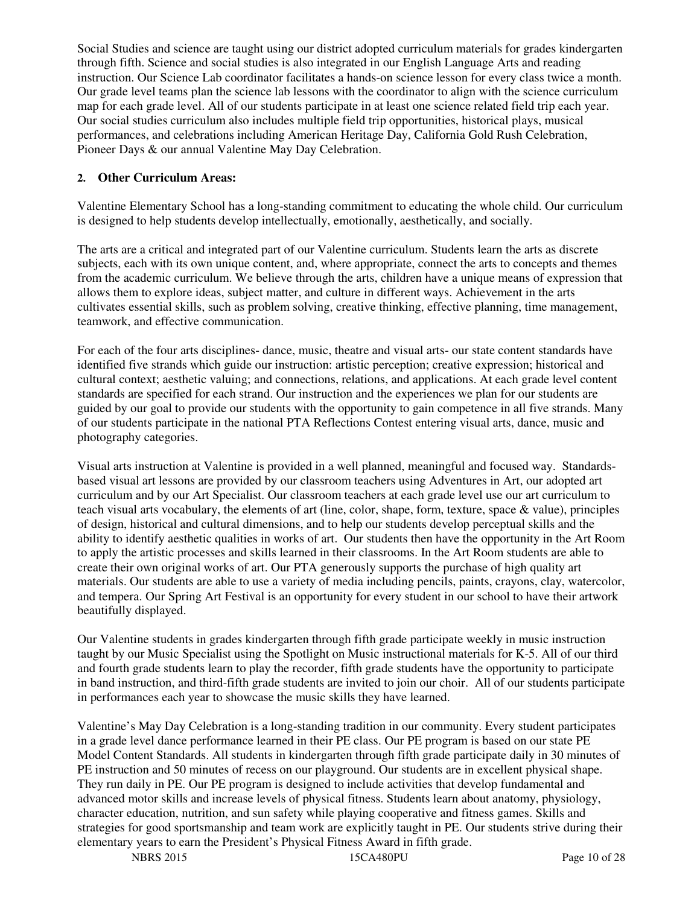Social Studies and science are taught using our district adopted curriculum materials for grades kindergarten through fifth. Science and social studies is also integrated in our English Language Arts and reading instruction. Our Science Lab coordinator facilitates a hands-on science lesson for every class twice a month. Our grade level teams plan the science lab lessons with the coordinator to align with the science curriculum map for each grade level. All of our students participate in at least one science related field trip each year. Our social studies curriculum also includes multiple field trip opportunities, historical plays, musical performances, and celebrations including American Heritage Day, California Gold Rush Celebration, Pioneer Days & our annual Valentine May Day Celebration.

**2. Other Curriculum Areas:**

Valentine Elementary School has a long-standing commitment to educating the whole child. Our curriculum is designed to help students develop intellectually, emotionally, aesthetically, and socially.

The arts are a critical and integrated part of our Valentine curriculum. Students learn the arts as discrete subjects, each with its own unique content, and, where appropriate, connect the arts to concepts and themes from the academic curriculum. We believe through the arts, children have a unique means of expression that allows them to explore ideas, subject matter, and culture in different ways. Achievement in the arts cultivates essential skills, such as problem solving, creative thinking, effective planning, time management, teamwork, and effective communication.

For each of the four arts disciplines- dance, music, theatre and visual arts- our state content standards have identified five strands which guide our instruction: artistic perception; creative expression; historical and cultural context; aesthetic valuing; and connections, relations, and applications. At each grade level content standards are specified for each strand. Our instruction and the experiences we plan for our students are guided by our goal to provide our students with the opportunity to gain competence in all five strands. Many of our students participate in the national PTA Reflections Contest entering visual arts, dance, music and photography categories.

Visual arts instruction at Valentine is provided in a well planned, meaningful and focused way. Standards-based visual art lessons are provided by our classroom teachers using Adventures in Art, our adopted art curriculum and by our Art Specialist. Our classroom teachers at each grade level use our art curriculum to teach visual arts vocabulary, the elements of art (line, color, shape, form, texture, space & value), principles of design, historical and cultural dimensions, and to help our students develop perceptual skills and the ability to identify aesthetic qualities in works of art. Our students then have the opportunity in the Art Room to apply the artistic processes and skills learned in their classrooms. In the Art Room students are able to create their own original works of art. Our PTA generously supports the purchase of high quality art materials. Our students are able to use a variety of media including pencils, paints, crayons, clay, watercolor, and tempera. Our Spring Art Festival is an opportunity for every student in our school to have their artwork beautifully displayed.

Our Valentine students in grades kindergarten through fifth grade participate weekly in music instruction taught by our Music Specialist using the Spotlight on Music instructional materials for K-5. All of our third and fourth grade students learn to play the recorder, fifth grade students have the opportunity to participate in band instruction, and third-fifth grade students are invited to join our choir. All of our students participate in performances each year to showcase the music skills they have learned.

Valentine's May Day Celebration is a long-standing tradition in our community. Every student participates in a grade level dance performance learned in their PE class. Our PE program is based on our state PE Model Content Standards. All students in kindergarten through fifth grade participate daily in 30 minutes of PE instruction and 50 minutes of recess on our playground. Our students are in excellent physical shape. They run daily in PE. Our PE program is designed to include activities that develop fundamental and advanced motor skills and increase levels of physical fitness. Students learn about anatomy, physiology, character education, nutrition, and sun safety while playing cooperative and fitness games. Skills and strategies for good sportsmanship and team work are explicitly taught in PE. Our students strive during their elementary years to earn the President's Physical Fitness Award in fifth grade.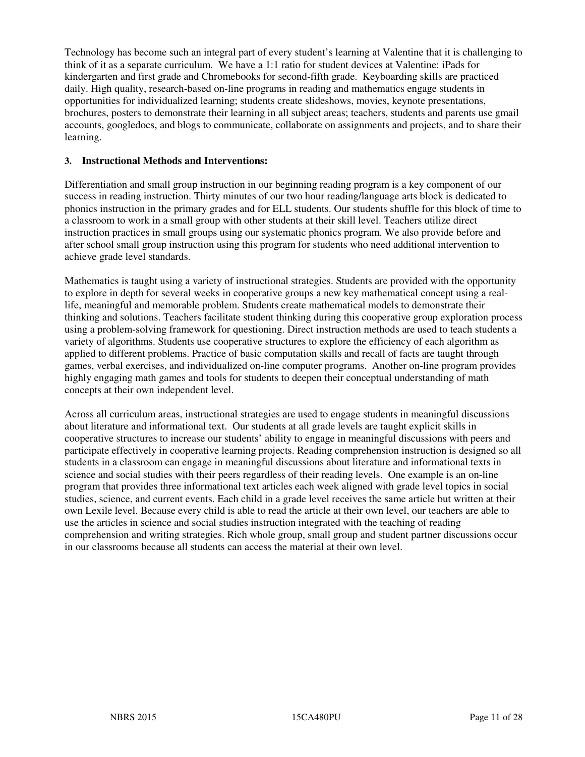Technology has become such an integral part of every student's learning at Valentine that it is challenging to think of it as a separate curriculum. We have a 1:1 ratio for student devices at Valentine: iPads for kindergarten and first grade and Chromebooks for second-fifth grade. Keyboarding skills are practiced daily. High quality, research-based on-line programs in reading and mathematics engage students in opportunities for individualized learning; students create slideshows, movies, keynote presentations, brochures, posters to demonstrate their learning in all subject areas; teachers, students and parents use gmail accounts, googledocs, and blogs to communicate, collaborate on assignments and projects, and to share their learning.

### 3. Instructional Methods and Interventions:

Differentiation and small group instruction in our beginning reading program is a key component of our success in reading instruction. Thirty minutes of our two hour reading/language arts block is dedicated to phonics instruction in the primary grades and for ELL students. Our students shuffle for this block of time to a classroom to work in a small group with other students at their skill level. Teachers utilize direct instruction practices in small groups using our systematic phonics program. We also provide before and after school small group instruction using this program for students who need additional intervention to achieve grade level standards.

Mathematics is taught using a variety of instructional strategies. Students are provided with the opportunity to explore in depth for several weeks in cooperative groups a new key mathematical concept using a real-life, meaningful and memorable problem. Students create mathematical models to demonstrate their thinking and solutions. Teachers facilitate student thinking during this cooperative group exploration process using a problem-solving framework for questioning. Direct instruction methods are used to teach students a variety of algorithms. Students use cooperative structures to explore the efficiency of each algorithm as applied to different problems. Practice of basic computation skills and recall of facts are taught through games, verbal exercises, and individualized on-line computer programs. Another on-line program provides highly engaging math games and tools for students to deepen their conceptual understanding of math concepts at their own independent level.

Across all curriculum areas, instructional strategies are used to engage students in meaningful discussions about literature and informational text. Our students at all grade levels are taught explicit skills in cooperative structures to increase our students' ability to engage in meaningful discussions with peers and participate effectively in cooperative learning projects. Reading comprehension instruction is designed so all students in a classroom can engage in meaningful discussions about literature and informational texts in science and social studies with their peers regardless of their reading levels. One example is an on-line program that provides three informational text articles each week aligned with grade level topics in social studies, science, and current events. Each child in a grade level receives the same article but written at their own Lexile level. Because every child is able to read the article at their own level, our teachers are able to use the articles in science and social studies instruction integrated with the teaching of reading comprehension and writing strategies. Rich whole group, small group and student partner discussions occur in our classrooms because all students can access the material at their own level.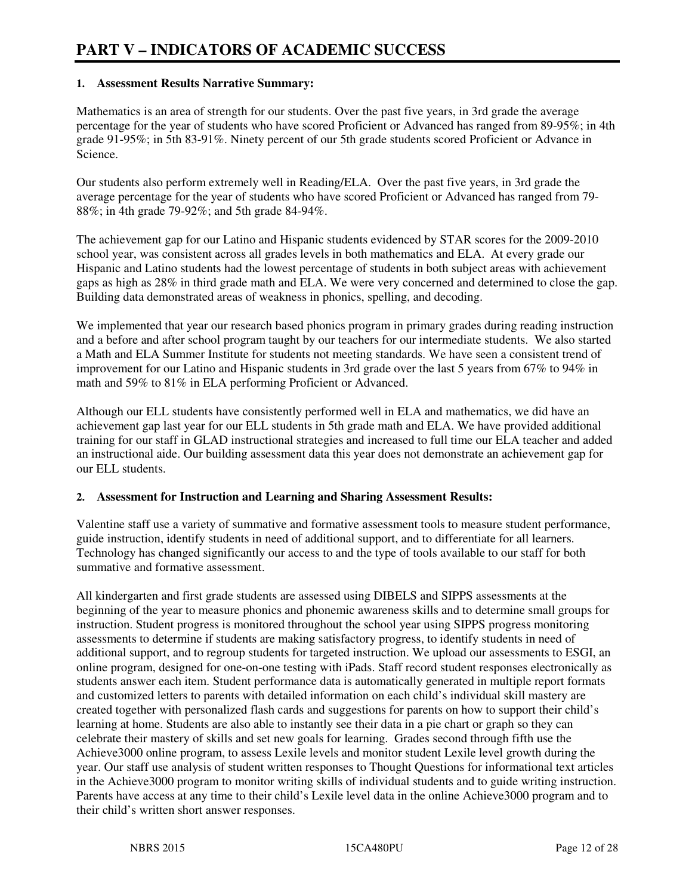# PART V – INDICATORS OF ACADEMIC SUCCESS

## 1. Assessment Results Narrative Summary:

Mathematics is an area of strength for our students. Over the past five years, in 3rd grade the average percentage for the year of students who have scored Proficient or Advanced has ranged from 89-95%; in 4th grade 91-95%; in 5th 83-91%. Ninety percent of our 5th grade students scored Proficient or Advance in Science.

Our students also perform extremely well in Reading/ELA. Over the past five years, in 3rd grade the average percentage for the year of students who have scored Proficient or Advanced has ranged from 79-88%; in 4th grade 79-92%; and 5th grade 84-94%.

The achievement gap for our Latino and Hispanic students evidenced by STAR scores for the 2009-2010 school year, was consistent across all grades levels in both mathematics and ELA. At every grade our Hispanic and Latino students had the lowest percentage of students in both subject areas with achievement gaps as high as 28% in third grade math and ELA. We were very concerned and determined to close the gap. Building data demonstrated areas of weakness in phonics, spelling, and decoding.

We implemented that year our research based phonics program in primary grades during reading instruction and a before and after school program taught by our teachers for our intermediate students. We also started a Math and ELA Summer Institute for students not meeting standards. We have seen a consistent trend of improvement for our Latino and Hispanic students in 3rd grade over the last 5 years from 67% to 94% in math and 59% to 81% in ELA performing Proficient or Advanced.

Although our ELL students have consistently performed well in ELA and mathematics, we did have an achievement gap last year for our ELL students in 5th grade math and ELA. We have provided additional training for our staff in GLAD instructional strategies and increased to full time our ELA teacher and added an instructional aide. Our building assessment data this year does not demonstrate an achievement gap for our ELL students.

## 2. Assessment for Instruction and Learning and Sharing Assessment Results:

Valentine staff use a variety of summative and formative assessment tools to measure student performance, guide instruction, identify students in need of additional support, and to differentiate for all learners. Technology has changed significantly our access to and the type of tools available to our staff for both summative and formative assessment.

All kindergarten and first grade students are assessed using DIBELS and SIPPS assessments at the beginning of the year to measure phonics and phonemic awareness skills and to determine small groups for instruction. Student progress is monitored throughout the school year using SIPPS progress monitoring assessments to determine if students are making satisfactory progress, to identify students in need of additional support, and to regroup students for targeted instruction. We upload our assessments to ESGI, an online program, designed for one-on-one testing with iPads. Staff record student responses electronically as students answer each item. Student performance data is automatically generated in multiple report formats and customized letters to parents with detailed information on each child's individual skill mastery are created together with personalized flash cards and suggestions for parents on how to support their child's learning at home. Students are also able to instantly see their data in a pie chart or graph so they can celebrate their mastery of skills and set new goals for learning. Grades second through fifth use the Achieve3000 online program, to assess Lexile levels and monitor student Lexile level growth during the year. Our staff use analysis of student written responses to Thought Questions for informational text articles in the Achieve3000 program to monitor writing skills of individual students and to guide writing instruction. Parents have access at any time to their child's Lexile level data in the online Achieve3000 program and to their child's written short answer responses.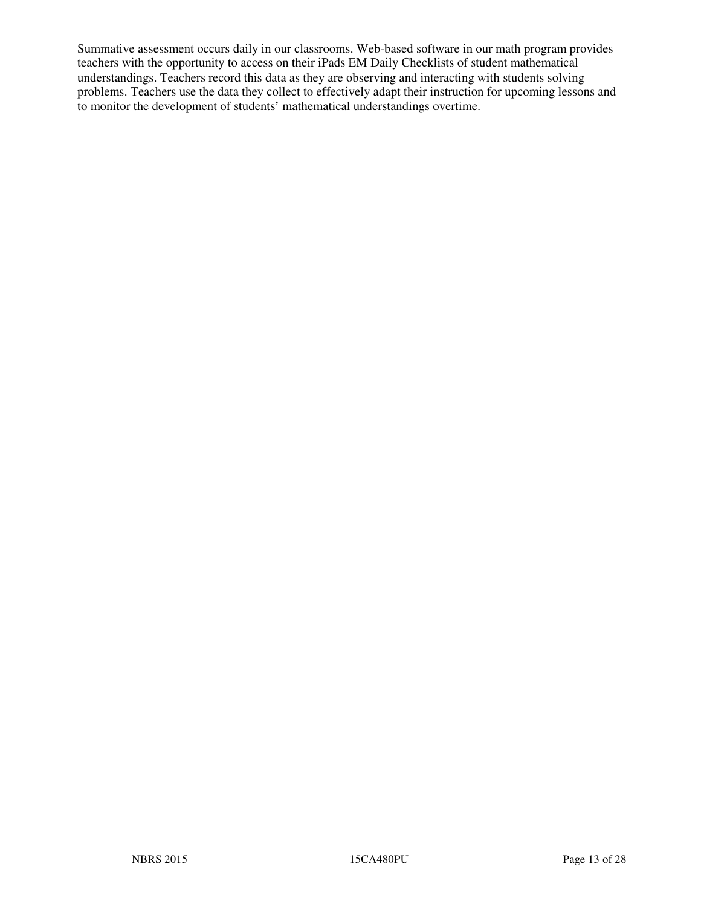Summative assessment occurs daily in our classrooms. Web-based software in our math program provides teachers with the opportunity to access on their iPads EM Daily Checklists of student mathematical understandings. Teachers record this data as they are observing and interacting with students solving problems. Teachers use the data they collect to effectively adapt their instruction for upcoming lessons and to monitor the development of students' mathematical understandings overtime.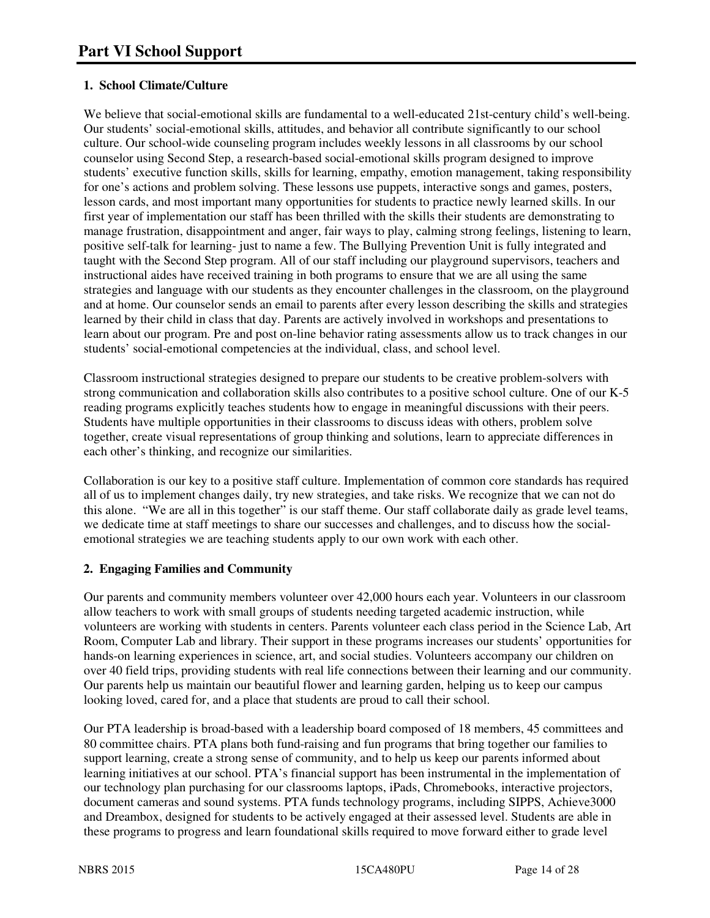# Part VI School Support

### 1. School Climate/Culture

We believe that social-emotional skills are fundamental to a well-educated 21st-century child's well-being. Our students' social-emotional skills, attitudes, and behavior all contribute significantly to our school culture. Our school-wide counseling program includes weekly lessons in all classrooms by our school counselor using Second Step, a research-based social-emotional skills program designed to improve students' executive function skills, skills for learning, empathy, emotion management, taking responsibility for one's actions and problem solving. These lessons use puppets, interactive songs and games, posters, lesson cards, and most important many opportunities for students to practice newly learned skills. In our first year of implementation our staff has been thrilled with the skills their students are demonstrating to manage frustration, disappointment and anger, fair ways to play, calming strong feelings, listening to learn, positive self-talk for learning- just to name a few. The Bullying Prevention Unit is fully integrated and taught with the Second Step program. All of our staff including our playground supervisors, teachers and instructional aides have received training in both programs to ensure that we are all using the same strategies and language with our students as they encounter challenges in the classroom, on the playground and at home. Our counselor sends an email to parents after every lesson describing the skills and strategies learned by their child in class that day. Parents are actively involved in workshops and presentations to learn about our program. Pre and post on-line behavior rating assessments allow us to track changes in our students' social-emotional competencies at the individual, class, and school level.

Classroom instructional strategies designed to prepare our students to be creative problem-solvers with strong communication and collaboration skills also contributes to a positive school culture. One of our K-5 reading programs explicitly teaches students how to engage in meaningful discussions with their peers. Students have multiple opportunities in their classrooms to discuss ideas with others, problem solve together, create visual representations of group thinking and solutions, learn to appreciate differences in each other's thinking, and recognize our similarities.

Collaboration is our key to a positive staff culture. Implementation of common core standards has required all of us to implement changes daily, try new strategies, and take risks. We recognize that we can not do this alone. "We are all in this together" is our staff theme. Our staff collaborate daily as grade level teams, we dedicate time at staff meetings to share our successes and challenges, and to discuss how the social-emotional strategies we are teaching students apply to our own work with each other.

### 2. Engaging Families and Community

Our parents and community members volunteer over 42,000 hours each year. Volunteers in our classroom allow teachers to work with small groups of students needing targeted academic instruction, while volunteers are working with students in centers. Parents volunteer each class period in the Science Lab, Art Room, Computer Lab and library. Their support in these programs increases our students' opportunities for hands-on learning experiences in science, art, and social studies. Volunteers accompany our children on over 40 field trips, providing students with real life connections between their learning and our community. Our parents help us maintain our beautiful flower and learning garden, helping us to keep our campus looking loved, cared for, and a place that students are proud to call their school.

Our PTA leadership is broad-based with a leadership board composed of 18 members, 45 committees and 80 committee chairs. PTA plans both fund-raising and fun programs that bring together our families to support learning, create a strong sense of community, and to help us keep our parents informed about learning initiatives at our school. PTA's financial support has been instrumental in the implementation of our technology plan purchasing for our classrooms laptops, iPads, Chromebooks, interactive projectors, document cameras and sound systems. PTA funds technology programs, including SIPPS, Achieve3000 and Dreambox, designed for students to be actively engaged at their assessed level. Students are able in these programs to progress and learn foundational skills required to move forward either to grade level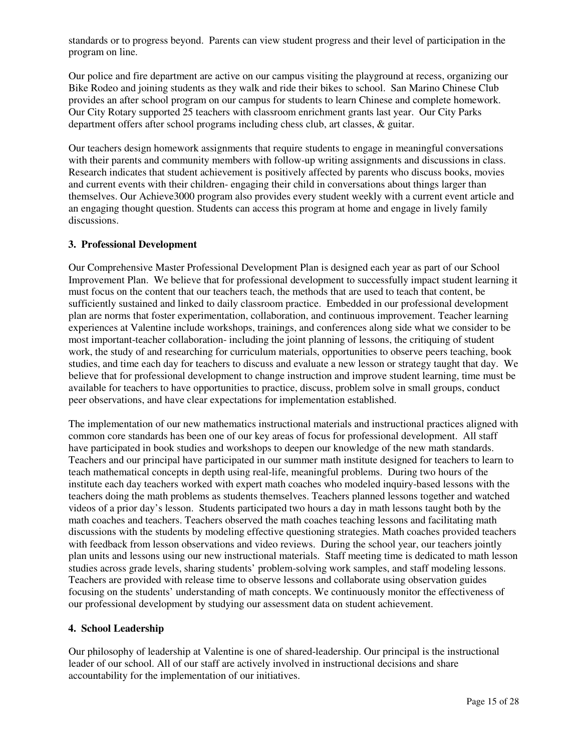standards or to progress beyond. Parents can view student progress and their level of participation in the program on line.

Our police and fire department are active on our campus visiting the playground at recess, organizing our Bike Rodeo and joining students as they walk and ride their bikes to school. San Marino Chinese Club provides an after school program on our campus for students to learn Chinese and complete homework. Our City Rotary supported 25 teachers with classroom enrichment grants last year. Our City Parks department offers after school programs including chess club, art classes, & guitar.

Our teachers design homework assignments that require students to engage in meaningful conversations with their parents and community members with follow-up writing assignments and discussions in class. Research indicates that student achievement is positively affected by parents who discuss books, movies and current events with their children- engaging their child in conversations about things larger than themselves. Our Achieve3000 program also provides every student weekly with a current event article and an engaging thought question. Students can access this program at home and engage in lively family discussions.

**3. Professional Development**

Our Comprehensive Master Professional Development Plan is designed each year as part of our School Improvement Plan. We believe that for professional development to successfully impact student learning it must focus on the content that our teachers teach, the methods that are used to teach that content, be sufficiently sustained and linked to daily classroom practice. Embedded in our professional development plan are norms that foster experimentation, collaboration, and continuous improvement. Teacher learning experiences at Valentine include workshops, trainings, and conferences along side what we consider to be most important-teacher collaboration- including the joint planning of lessons, the critiquing of student work, the study of and researching for curriculum materials, opportunities to observe peers teaching, book studies, and time each day for teachers to discuss and evaluate a new lesson or strategy taught that day. We believe that for professional development to change instruction and improve student learning, time must be available for teachers to have opportunities to practice, discuss, problem solve in small groups, conduct peer observations, and have clear expectations for implementation established.

The implementation of our new mathematics instructional materials and instructional practices aligned with common core standards has been one of our key areas of focus for professional development. All staff have participated in book studies and workshops to deepen our knowledge of the new math standards. Teachers and our principal have participated in our summer math institute designed for teachers to learn to teach mathematical concepts in depth using real-life, meaningful problems. During two hours of the institute each day teachers worked with expert math coaches who modeled inquiry-based lessons with the teachers doing the math problems as students themselves. Teachers planned lessons together and watched videos of a prior day's lesson. Students participated two hours a day in math lessons taught both by the math coaches and teachers. Teachers observed the math coaches teaching lessons and facilitating math discussions with the students by modeling effective questioning strategies. Math coaches provided teachers with feedback from lesson observations and video reviews. During the school year, our teachers jointly plan units and lessons using our new instructional materials. Staff meeting time is dedicated to math lesson studies across grade levels, sharing students' problem-solving work samples, and staff modeling lessons. Teachers are provided with release time to observe lessons and collaborate using observation guides focusing on the students' understanding of math concepts. We continuously monitor the effectiveness of our professional development by studying our assessment data on student achievement.

**4. School Leadership**

Our philosophy of leadership at Valentine is one of shared-leadership. Our principal is the instructional leader of our school. All of our staff are actively involved in instructional decisions and share accountability for the implementation of our initiatives.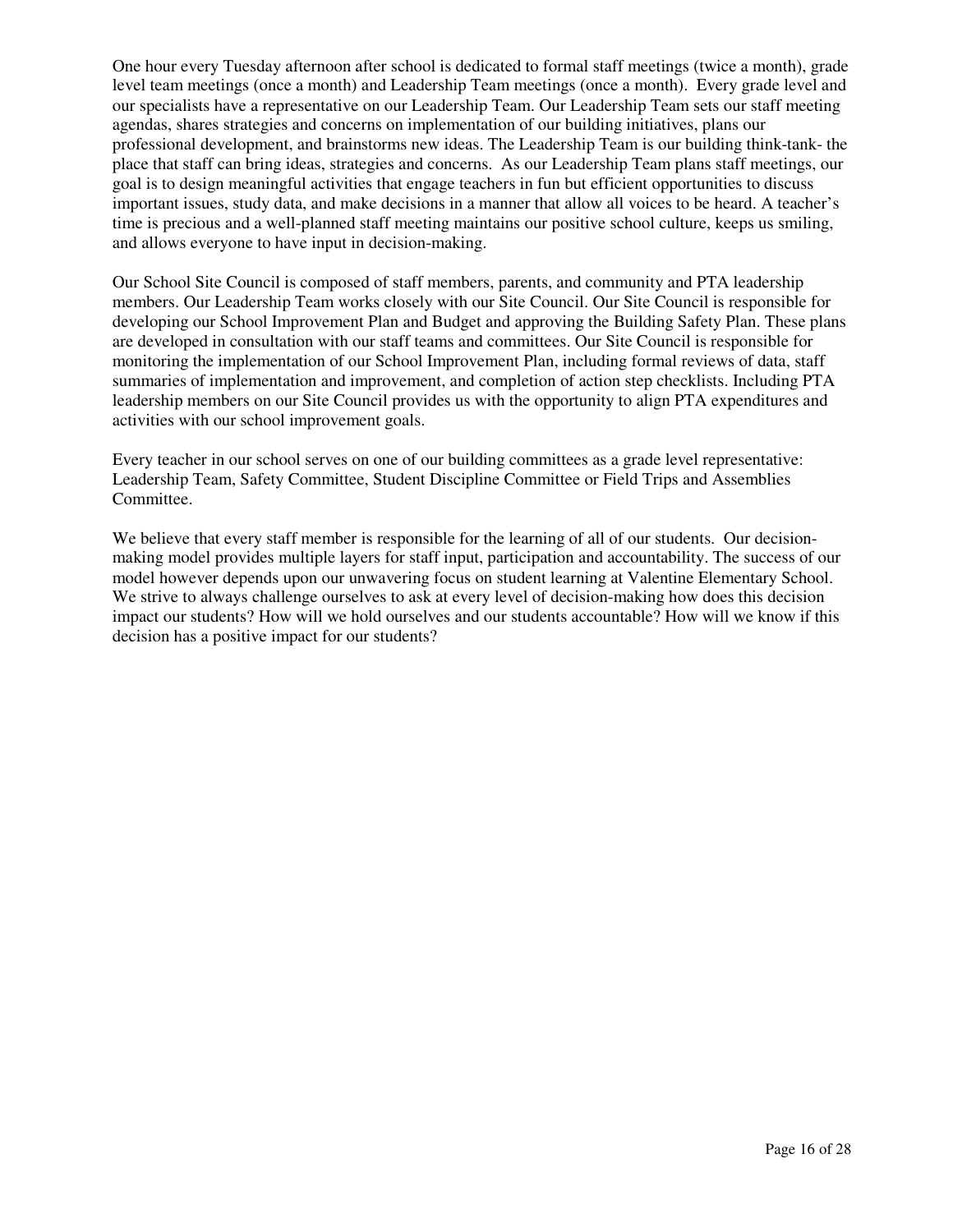One hour every Tuesday afternoon after school is dedicated to formal staff meetings (twice a month), grade level team meetings (once a month) and Leadership Team meetings (once a month). Every grade level and our specialists have a representative on our Leadership Team. Our Leadership Team sets our staff meeting agendas, shares strategies and concerns on implementation of our building initiatives, plans our professional development, and brainstorms new ideas. The Leadership Team is our building think-tank- the place that staff can bring ideas, strategies and concerns. As our Leadership Team plans staff meetings, our goal is to design meaningful activities that engage teachers in fun but efficient opportunities to discuss important issues, study data, and make decisions in a manner that allow all voices to be heard. A teacher's time is precious and a well-planned staff meeting maintains our positive school culture, keeps us smiling, and allows everyone to have input in decision-making.

Our School Site Council is composed of staff members, parents, and community and PTA leadership members. Our Leadership Team works closely with our Site Council. Our Site Council is responsible for developing our School Improvement Plan and Budget and approving the Building Safety Plan. These plans are developed in consultation with our staff teams and committees. Our Site Council is responsible for monitoring the implementation of our School Improvement Plan, including formal reviews of data, staff summaries of implementation and improvement, and completion of action step checklists. Including PTA leadership members on our Site Council provides us with the opportunity to align PTA expenditures and activities with our school improvement goals.

Every teacher in our school serves on one of our building committees as a grade level representative: Leadership Team, Safety Committee, Student Discipline Committee or Field Trips and Assemblies Committee.

We believe that every staff member is responsible for the learning of all of our students. Our decision-making model provides multiple layers for staff input, participation and accountability. The success of our model however depends upon our unwavering focus on student learning at Valentine Elementary School. We strive to always challenge ourselves to ask at every level of decision-making how does this decision impact our students? How will we hold ourselves and our students accountable? How will we know if this decision has a positive impact for our students?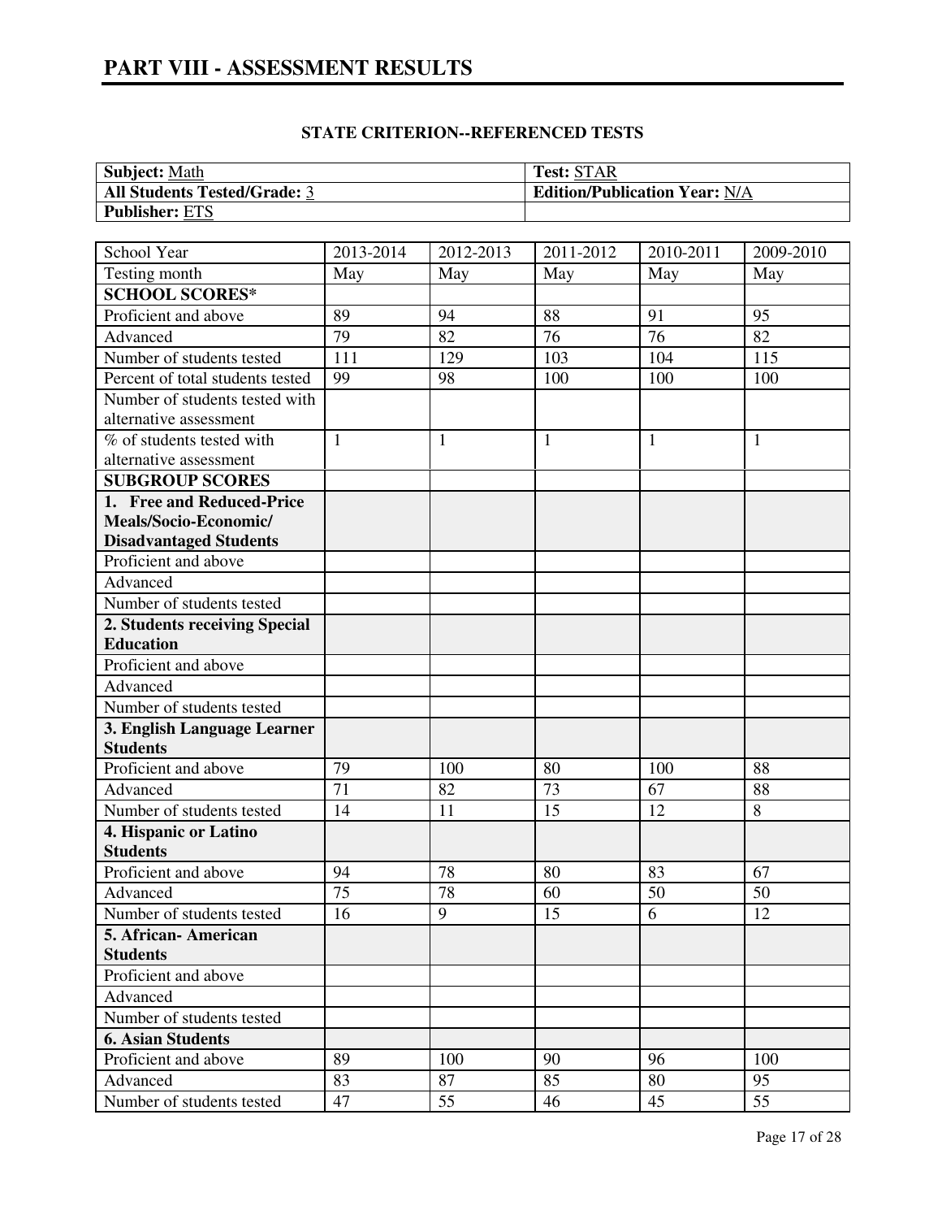# PART VIII - ASSESSMENT RESULTS

### STATE CRITERION--REFERENCED TESTS

| **Subject:** Math | **Test:** STAR |
|---|---|
| **All Students Tested/Grade:** 3 | **Edition/Publication Year:** N/A |
| **Publisher:** ETS | |

| School Year | 2013-2014 | 2012-2013 | 2011-2012 | 2010-2011 | 2009-2010 |
|---|---|---|---|---|---|
| Testing month | May | May | May | May | May |
| **SCHOOL SCORES*** | | | | | |
| Proficient and above | 89 | 94 | 88 | 91 | 95 |
| Advanced | 79 | 82 | 76 | 76 | 82 |
| Number of students tested | 111 | 129 | 103 | 104 | 115 |
| Percent of total students tested | 99 | 98 | 100 | 100 | 100 |
| Number of students tested with alternative assessment | | | | | |
| % of students tested with alternative assessment | 1 | 1 | 1 | 1 | 1 |
| **SUBGROUP SCORES** | | | | | |
| **1. Free and Reduced-Price Meals/Socio-Economic/ Disadvantaged Students** | | | | | |
| Proficient and above | | | | | |
| Advanced | | | | | |
| Number of students tested | | | | | |
| **2. Students receiving Special Education** | | | | | |
| Proficient and above | | | | | |
| Advanced | | | | | |
| Number of students tested | | | | | |
| **3. English Language Learner Students** | | | | | |
| Proficient and above | 79 | 100 | 80 | 100 | 88 |
| Advanced | 71 | 82 | 73 | 67 | 88 |
| Number of students tested | 14 | 11 | 15 | 12 | 8 |
| **4. Hispanic or Latino Students** | | | | | |
| Proficient and above | 94 | 78 | 80 | 83 | 67 |
| Advanced | 75 | 78 | 60 | 50 | 50 |
| Number of students tested | 16 | 9 | 15 | 6 | 12 |
| **5. African- American Students** | | | | | |
| Proficient and above | | | | | |
| Advanced | | | | | |
| Number of students tested | | | | | |
| **6. Asian Students** | | | | | |
| Proficient and above | 89 | 100 | 90 | 96 | 100 |
| Advanced | 83 | 87 | 85 | 80 | 95 |
| Number of students tested | 47 | 55 | 46 | 45 | 55 |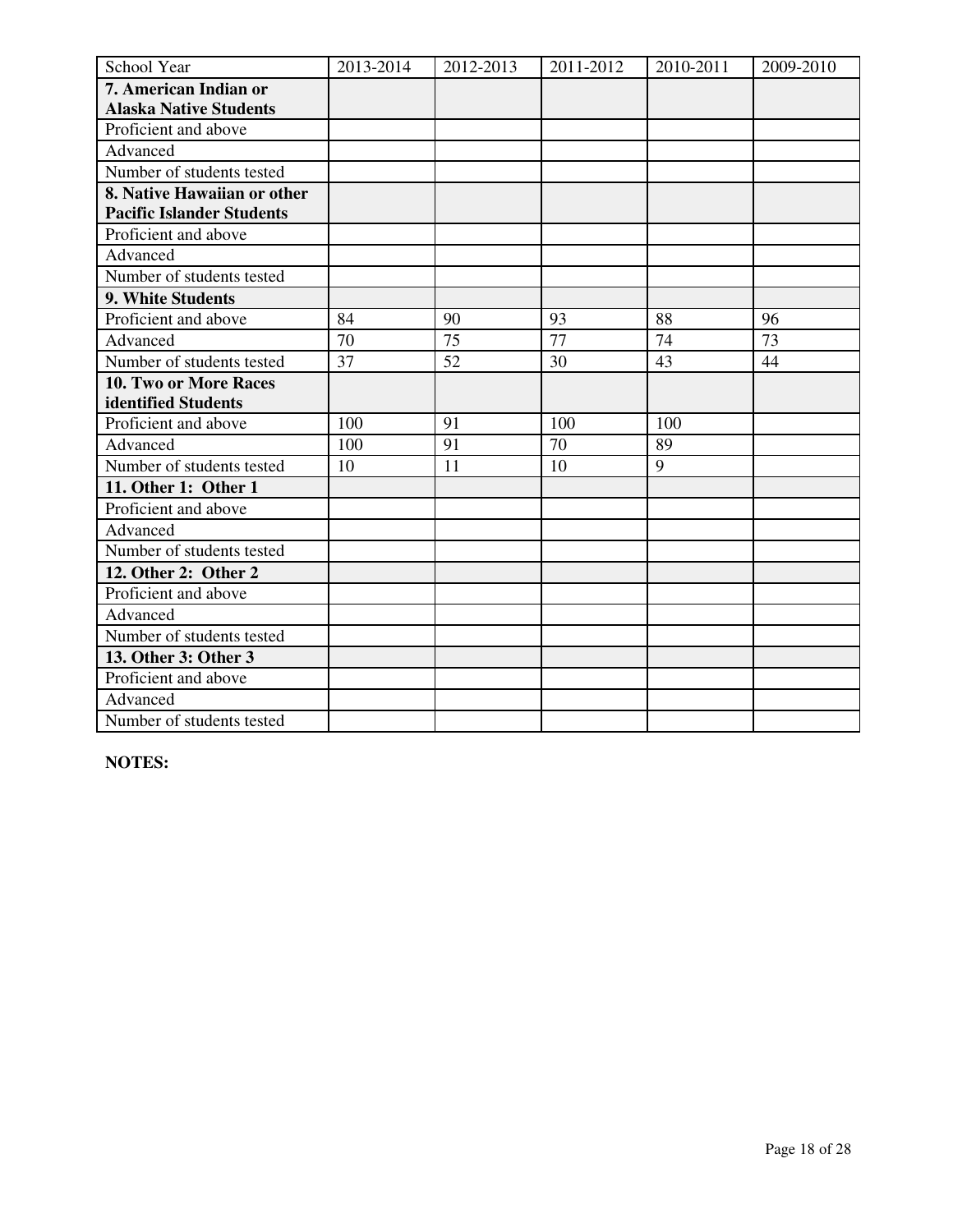| School Year | 2013-2014 | 2012-2013 | 2011-2012 | 2010-2011 | 2009-2010 |
|---|---|---|---|---|---|
| **7. American Indian or Alaska Native Students** | | | | | |
| Proficient and above | | | | | |
| Advanced | | | | | |
| Number of students tested | | | | | |
| **8. Native Hawaiian or other Pacific Islander Students** | | | | | |
| Proficient and above | | | | | |
| Advanced | | | | | |
| Number of students tested | | | | | |
| **9. White Students** | | | | | |
| Proficient and above | 84 | 90 | 93 | 88 | 96 |
| Advanced | 70 | 75 | 77 | 74 | 73 |
| Number of students tested | 37 | 52 | 30 | 43 | 44 |
| **10. Two or More Races identified Students** | | | | | |
| Proficient and above | 100 | 91 | 100 | 100 | |
| Advanced | 100 | 91 | 70 | 89 | |
| Number of students tested | 10 | 11 | 10 | 9 | |
| **11. Other 1: Other 1** | | | | | |
| Proficient and above | | | | | |
| Advanced | | | | | |
| Number of students tested | | | | | |
| **12. Other 2: Other 2** | | | | | |
| Proficient and above | | | | | |
| Advanced | | | | | |
| Number of students tested | | | | | |
| **13. Other 3: Other 3** | | | | | |
| Proficient and above | | | | | |
| Advanced | | | | | |
| Number of students tested | | | | | |

**NOTES:**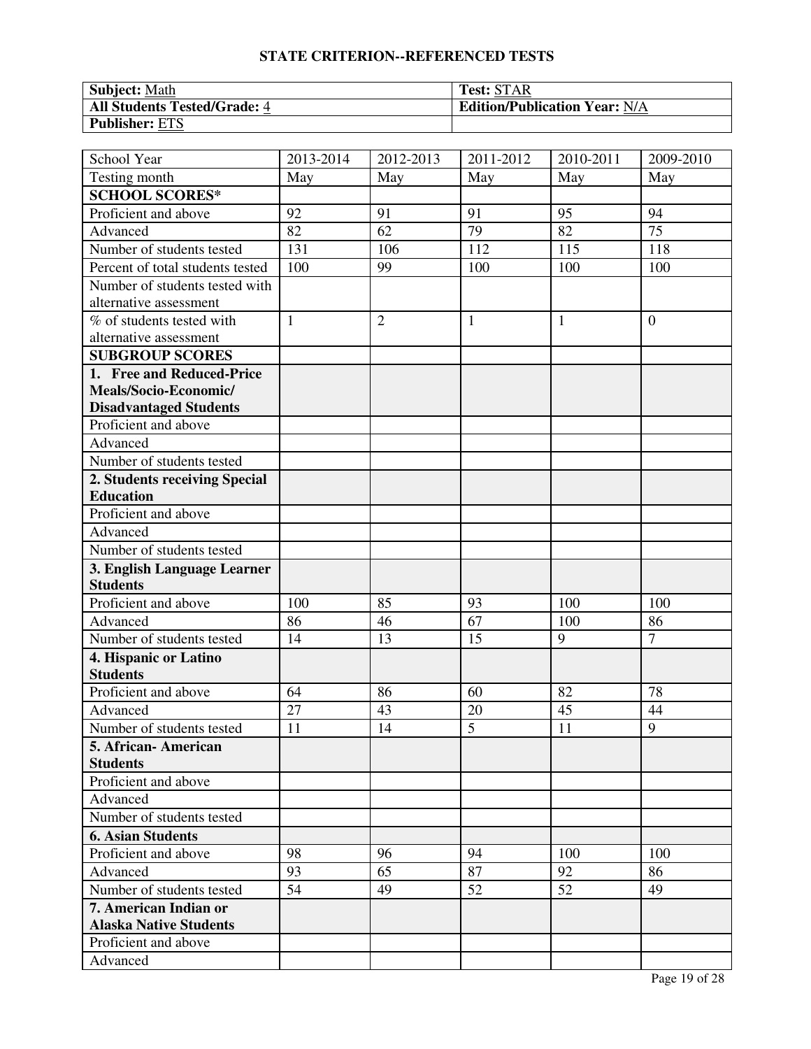## STATE CRITERION--REFERENCED TESTS

| **Subject:** Math | **Test:** STAR |
|---|---|
| **All Students Tested/Grade:** 4 | **Edition/Publication Year:** N/A |
| **Publisher:** ETS | |

| School Year | 2013-2014 | 2012-2013 | 2011-2012 | 2010-2011 | 2009-2010 |
|---|---|---|---|---|---|
| Testing month | May | May | May | May | May |
| **SCHOOL SCORES*** | | | | | |
| Proficient and above | 92 | 91 | 91 | 95 | 94 |
| Advanced | 82 | 62 | 79 | 82 | 75 |
| Number of students tested | 131 | 106 | 112 | 115 | 118 |
| Percent of total students tested | 100 | 99 | 100 | 100 | 100 |
| Number of students tested with alternative assessment | | | | | |
| % of students tested with alternative assessment | 1 | 2 | 1 | 1 | 0 |
| **SUBGROUP SCORES** | | | | | |
| **1. Free and Reduced-Price Meals/Socio-Economic/ Disadvantaged Students** | | | | | |
| Proficient and above | | | | | |
| Advanced | | | | | |
| Number of students tested | | | | | |
| **2. Students receiving Special Education** | | | | | |
| Proficient and above | | | | | |
| Advanced | | | | | |
| Number of students tested | | | | | |
| **3. English Language Learner Students** | | | | | |
| Proficient and above | 100 | 85 | 93 | 100 | 100 |
| Advanced | 86 | 46 | 67 | 100 | 86 |
| Number of students tested | 14 | 13 | 15 | 9 | 7 |
| **4. Hispanic or Latino Students** | | | | | |
| Proficient and above | 64 | 86 | 60 | 82 | 78 |
| Advanced | 27 | 43 | 20 | 45 | 44 |
| Number of students tested | 11 | 14 | 5 | 11 | 9 |
| **5. African- American Students** | | | | | |
| Proficient and above | | | | | |
| Advanced | | | | | |
| Number of students tested | | | | | |
| **6. Asian Students** | | | | | |
| Proficient and above | 98 | 96 | 94 | 100 | 100 |
| Advanced | 93 | 65 | 87 | 92 | 86 |
| Number of students tested | 54 | 49 | 52 | 52 | 49 |
| **7. American Indian or Alaska Native Students** | | | | | |
| Proficient and above | | | | | |
| Advanced | | | | | |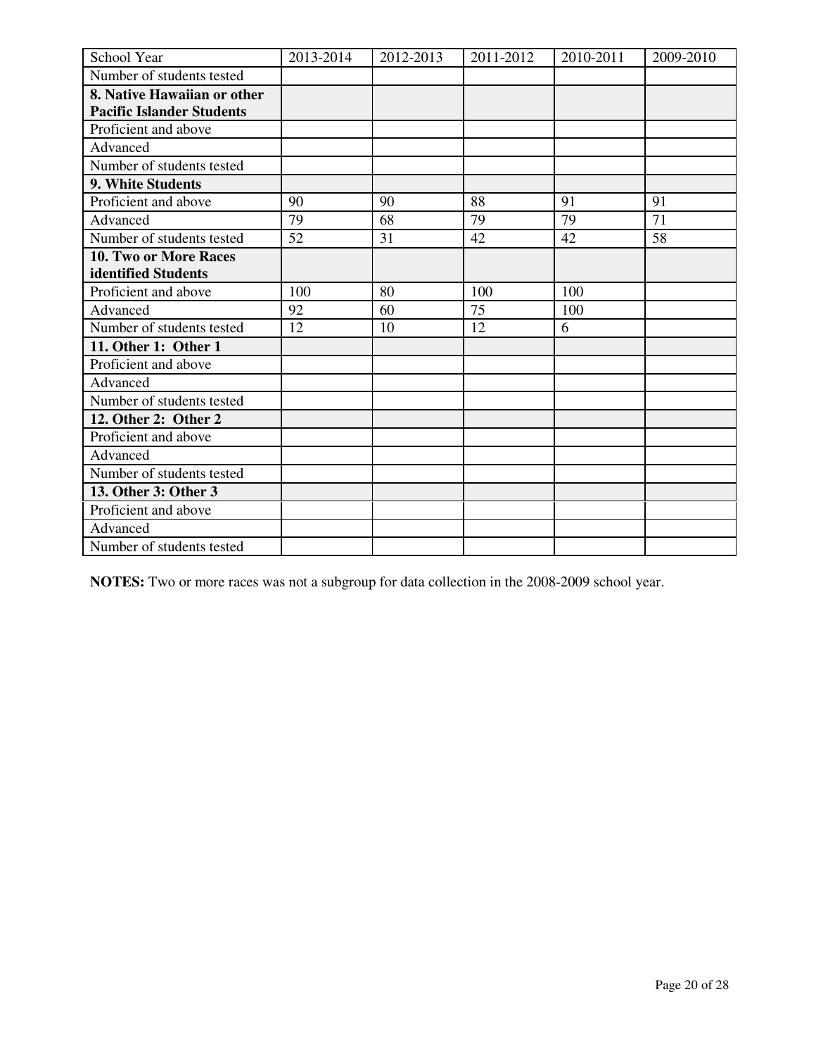| School Year | 2013-2014 | 2012-2013 | 2011-2012 | 2010-2011 | 2009-2010 |
|---|---|---|---|---|---|
| Number of students tested | | | | | |
| **8. Native Hawaiian or other Pacific Islander Students** | | | | | |
| Proficient and above | | | | | |
| Advanced | | | | | |
| Number of students tested | | | | | |
| **9. White Students** | | | | | |
| Proficient and above | 90 | 90 | 88 | 91 | 91 |
| Advanced | 79 | 68 | 79 | 79 | 71 |
| Number of students tested | 52 | 31 | 42 | 42 | 58 |
| **10. Two or More Races identified Students** | | | | | |
| Proficient and above | 100 | 80 | 100 | 100 | |
| Advanced | 92 | 60 | 75 | 100 | |
| Number of students tested | 12 | 10 | 12 | 6 | |
| **11. Other 1: Other 1** | | | | | |
| Proficient and above | | | | | |
| Advanced | | | | | |
| Number of students tested | | | | | |
| **12. Other 2: Other 2** | | | | | |
| Proficient and above | | | | | |
| Advanced | | | | | |
| Number of students tested | | | | | |
| **13. Other 3: Other 3** | | | | | |
| Proficient and above | | | | | |
| Advanced | | | | | |
| Number of students tested | | | | | |

**NOTES:** Two or more races was not a subgroup for data collection in the 2008-2009 school year.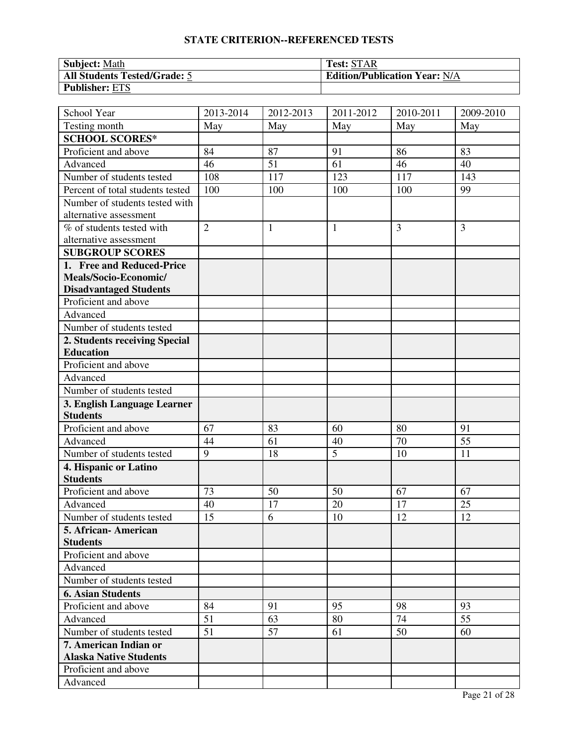## STATE CRITERION--REFERENCED TESTS

| **Subject:** Math | **Test:** STAR |
|---|---|
| **All Students Tested/Grade:** 5 | **Edition/Publication Year:** N/A |
| **Publisher:** ETS | |

| School Year | 2013-2014 | 2012-2013 | 2011-2012 | 2010-2011 | 2009-2010 |
|---|---|---|---|---|---|
| Testing month | May | May | May | May | May |
| **SCHOOL SCORES*** | | | | | |
| Proficient and above | 84 | 87 | 91 | 86 | 83 |
| Advanced | 46 | 51 | 61 | 46 | 40 |
| Number of students tested | 108 | 117 | 123 | 117 | 143 |
| Percent of total students tested | 100 | 100 | 100 | 100 | 99 |
| Number of students tested with alternative assessment | | | | | |
| % of students tested with alternative assessment | 2 | 1 | 1 | 3 | 3 |
| **SUBGROUP SCORES** | | | | | |
| **1. Free and Reduced-Price Meals/Socio-Economic/ Disadvantaged Students** | | | | | |
| Proficient and above | | | | | |
| Advanced | | | | | |
| Number of students tested | | | | | |
| **2. Students receiving Special Education** | | | | | |
| Proficient and above | | | | | |
| Advanced | | | | | |
| Number of students tested | | | | | |
| **3. English Language Learner Students** | | | | | |
| Proficient and above | 67 | 83 | 60 | 80 | 91 |
| Advanced | 44 | 61 | 40 | 70 | 55 |
| Number of students tested | 9 | 18 | 5 | 10 | 11 |
| **4. Hispanic or Latino Students** | | | | | |
| Proficient and above | 73 | 50 | 50 | 67 | 67 |
| Advanced | 40 | 17 | 20 | 17 | 25 |
| Number of students tested | 15 | 6 | 10 | 12 | 12 |
| **5. African- American Students** | | | | | |
| Proficient and above | | | | | |
| Advanced | | | | | |
| Number of students tested | | | | | |
| **6. Asian Students** | | | | | |
| Proficient and above | 84 | 91 | 95 | 98 | 93 |
| Advanced | 51 | 63 | 80 | 74 | 55 |
| Number of students tested | 51 | 57 | 61 | 50 | 60 |
| **7. American Indian or Alaska Native Students** | | | | | |
| Proficient and above | | | | | |
| Advanced | | | | | |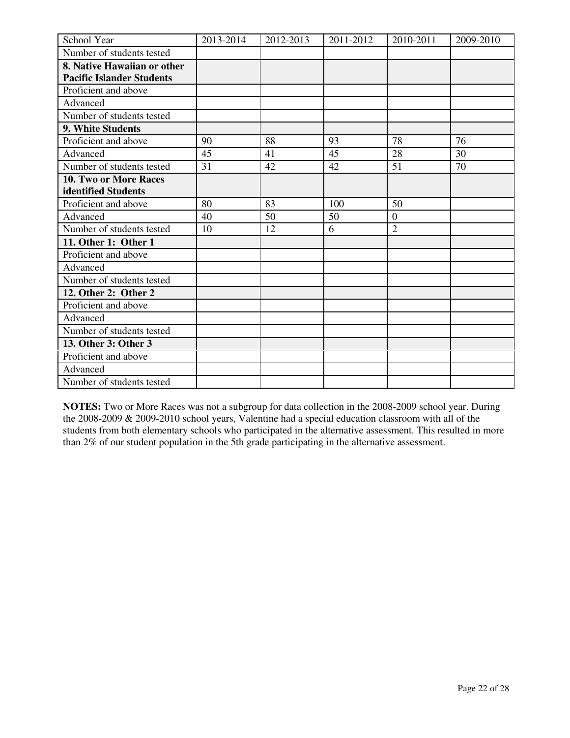| School Year | 2013-2014 | 2012-2013 | 2011-2012 | 2010-2011 | 2009-2010 |
|---|---|---|---|---|---|
| Number of students tested | | | | | |
| **8. Native Hawaiian or other Pacific Islander Students** | | | | | |
| Proficient and above | | | | | |
| Advanced | | | | | |
| Number of students tested | | | | | |
| **9. White Students** | | | | | |
| Proficient and above | 90 | 88 | 93 | 78 | 76 |
| Advanced | 45 | 41 | 45 | 28 | 30 |
| Number of students tested | 31 | 42 | 42 | 51 | 70 |
| **10. Two or More Races identified Students** | | | | | |
| Proficient and above | 80 | 83 | 100 | 50 | |
| Advanced | 40 | 50 | 50 | 0 | |
| Number of students tested | 10 | 12 | 6 | 2 | |
| **11. Other 1: Other 1** | | | | | |
| Proficient and above | | | | | |
| Advanced | | | | | |
| Number of students tested | | | | | |
| **12. Other 2: Other 2** | | | | | |
| Proficient and above | | | | | |
| Advanced | | | | | |
| Number of students tested | | | | | |
| **13. Other 3: Other 3** | | | | | |
| Proficient and above | | | | | |
| Advanced | | | | | |
| Number of students tested | | | | | |

**NOTES:** Two or More Races was not a subgroup for data collection in the 2008-2009 school year. During the 2008-2009 & 2009-2010 school years, Valentine had a special education classroom with all of the students from both elementary schools who participated in the alternative assessment. This resulted in more than 2% of our student population in the 5th grade participating in the alternative assessment.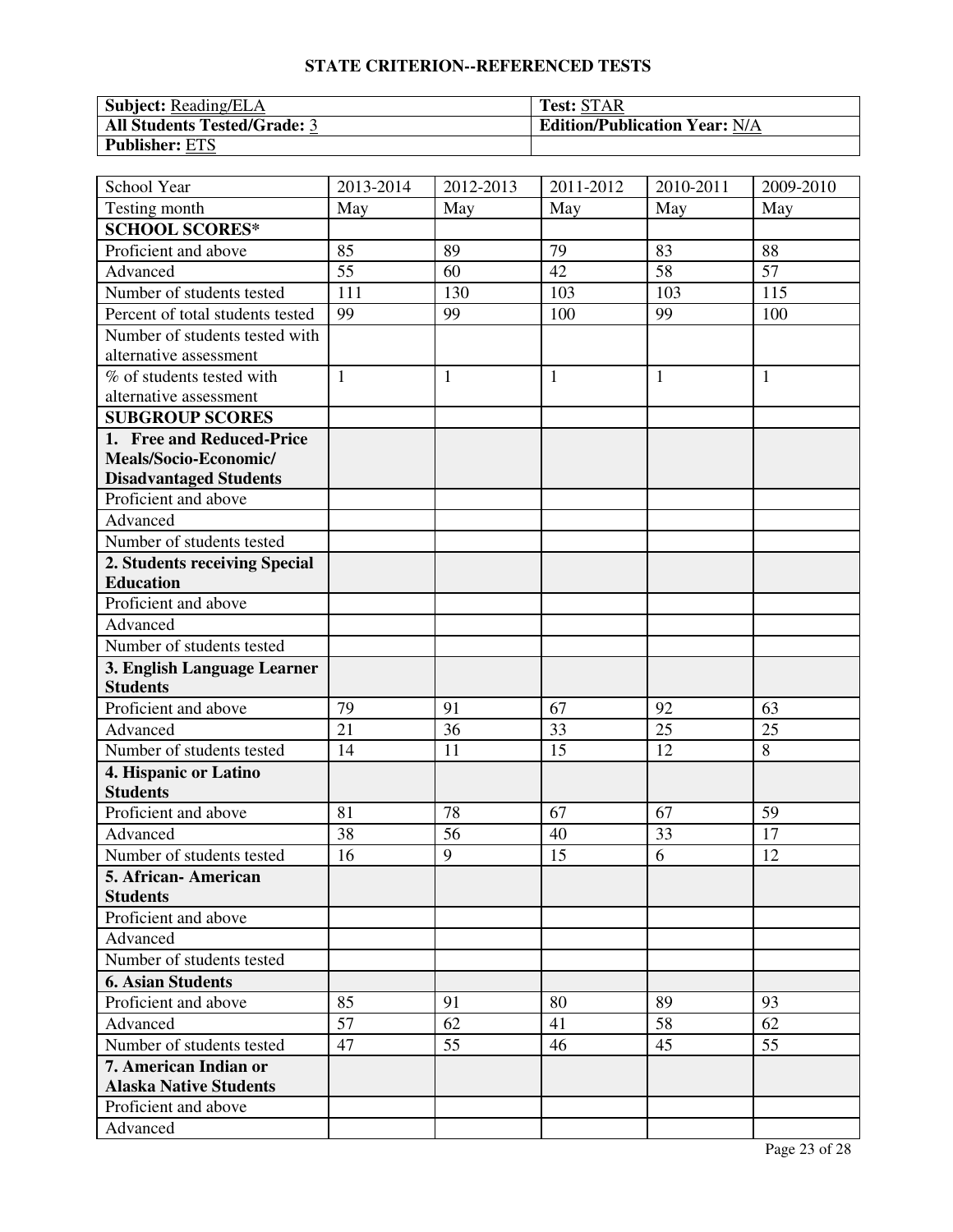## STATE CRITERION--REFERENCED TESTS

| **Subject:** Reading/ELA | **Test:** STAR |
|---|---|
| **All Students Tested/Grade:** 3 | **Edition/Publication Year:** N/A |
| **Publisher:** ETS | |

| School Year | 2013-2014 | 2012-2013 | 2011-2012 | 2010-2011 | 2009-2010 |
|---|---|---|---|---|---|
| Testing month | May | May | May | May | May |
| **SCHOOL SCORES*** | | | | | |
| Proficient and above | 85 | 89 | 79 | 83 | 88 |
| Advanced | 55 | 60 | 42 | 58 | 57 |
| Number of students tested | 111 | 130 | 103 | 103 | 115 |
| Percent of total students tested | 99 | 99 | 100 | 99 | 100 |
| Number of students tested with alternative assessment | | | | | |
| % of students tested with alternative assessment | 1 | 1 | 1 | 1 | 1 |
| **SUBGROUP SCORES** | | | | | |
| **1. Free and Reduced-Price Meals/Socio-Economic/ Disadvantaged Students** | | | | | |
| Proficient and above | | | | | |
| Advanced | | | | | |
| Number of students tested | | | | | |
| **2. Students receiving Special Education** | | | | | |
| Proficient and above | | | | | |
| Advanced | | | | | |
| Number of students tested | | | | | |
| **3. English Language Learner Students** | | | | | |
| Proficient and above | 79 | 91 | 67 | 92 | 63 |
| Advanced | 21 | 36 | 33 | 25 | 25 |
| Number of students tested | 14 | 11 | 15 | 12 | 8 |
| **4. Hispanic or Latino Students** | | | | | |
| Proficient and above | 81 | 78 | 67 | 67 | 59 |
| Advanced | 38 | 56 | 40 | 33 | 17 |
| Number of students tested | 16 | 9 | 15 | 6 | 12 |
| **5. African- American Students** | | | | | |
| Proficient and above | | | | | |
| Advanced | | | | | |
| Number of students tested | | | | | |
| **6. Asian Students** | | | | | |
| Proficient and above | 85 | 91 | 80 | 89 | 93 |
| Advanced | 57 | 62 | 41 | 58 | 62 |
| Number of students tested | 47 | 55 | 46 | 45 | 55 |
| **7. American Indian or Alaska Native Students** | | | | | |
| Proficient and above | | | | | |
| Advanced | | | | | |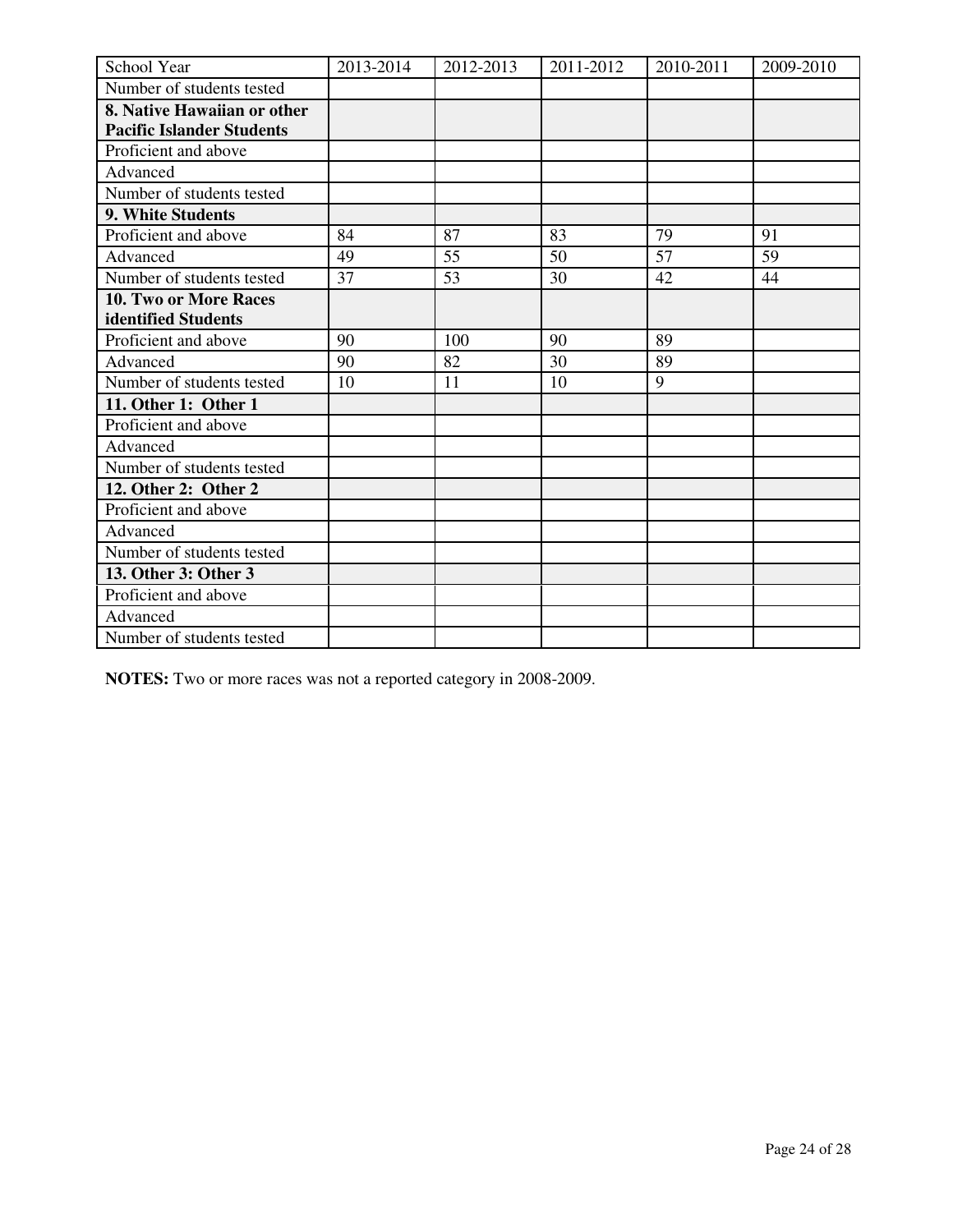| School Year | 2013-2014 | 2012-2013 | 2011-2012 | 2010-2011 | 2009-2010 |
|---|---|---|---|---|---|
| Number of students tested | | | | | |
| **8. Native Hawaiian or other Pacific Islander Students** | | | | | |
| Proficient and above | | | | | |
| Advanced | | | | | |
| Number of students tested | | | | | |
| **9. White Students** | | | | | |
| Proficient and above | 84 | 87 | 83 | 79 | 91 |
| Advanced | 49 | 55 | 50 | 57 | 59 |
| Number of students tested | 37 | 53 | 30 | 42 | 44 |
| **10. Two or More Races identified Students** | | | | | |
| Proficient and above | 90 | 100 | 90 | 89 | |
| Advanced | 90 | 82 | 30 | 89 | |
| Number of students tested | 10 | 11 | 10 | 9 | |
| **11. Other 1: Other 1** | | | | | |
| Proficient and above | | | | | |
| Advanced | | | | | |
| Number of students tested | | | | | |
| **12. Other 2: Other 2** | | | | | |
| Proficient and above | | | | | |
| Advanced | | | | | |
| Number of students tested | | | | | |
| **13. Other 3: Other 3** | | | | | |
| Proficient and above | | | | | |
| Advanced | | | | | |
| Number of students tested | | | | | |

**NOTES:** Two or more races was not a reported category in 2008-2009.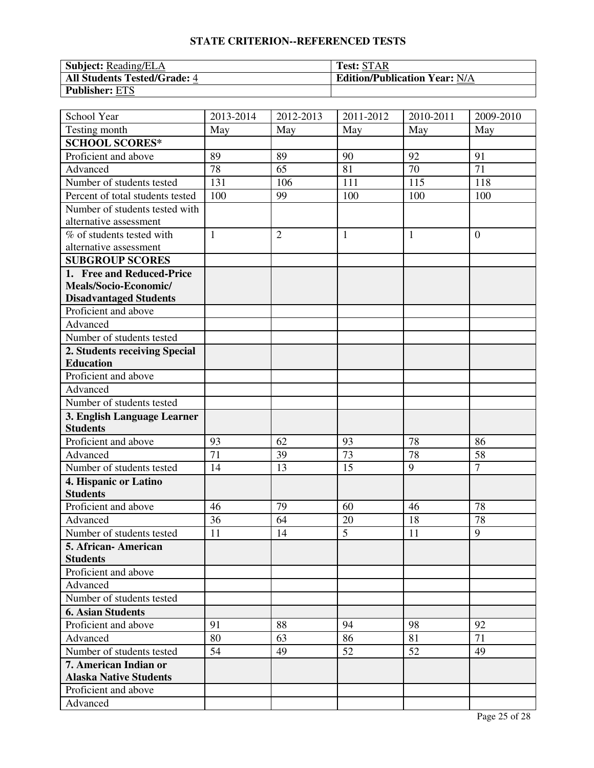**STATE CRITERION--REFERENCED TESTS**

| **Subject:** Reading/ELA | **Test:** STAR |
|---|---|
| **All Students Tested/Grade:** 4 | **Edition/Publication Year:** N/A |
| **Publisher:** ETS | |

| School Year | 2013-2014 | 2012-2013 | 2011-2012 | 2010-2011 | 2009-2010 |
|---|---|---|---|---|---|
| Testing month | May | May | May | May | May |
| **SCHOOL SCORES*** | | | | | |
| Proficient and above | 89 | 89 | 90 | 92 | 91 |
| Advanced | 78 | 65 | 81 | 70 | 71 |
| Number of students tested | 131 | 106 | 111 | 115 | 118 |
| Percent of total students tested | 100 | 99 | 100 | 100 | 100 |
| Number of students tested with alternative assessment | | | | | |
| % of students tested with alternative assessment | 1 | 2 | 1 | 1 | 0 |
| **SUBGROUP SCORES** | | | | | |
| **1. Free and Reduced-Price Meals/Socio-Economic/ Disadvantaged Students** | | | | | |
| Proficient and above | | | | | |
| Advanced | | | | | |
| Number of students tested | | | | | |
| **2. Students receiving Special Education** | | | | | |
| Proficient and above | | | | | |
| Advanced | | | | | |
| Number of students tested | | | | | |
| **3. English Language Learner Students** | | | | | |
| Proficient and above | 93 | 62 | 93 | 78 | 86 |
| Advanced | 71 | 39 | 73 | 78 | 58 |
| Number of students tested | 14 | 13 | 15 | 9 | 7 |
| **4. Hispanic or Latino Students** | | | | | |
| Proficient and above | 46 | 79 | 60 | 46 | 78 |
| Advanced | 36 | 64 | 20 | 18 | 78 |
| Number of students tested | 11 | 14 | 5 | 11 | 9 |
| **5. African- American Students** | | | | | |
| Proficient and above | | | | | |
| Advanced | | | | | |
| Number of students tested | | | | | |
| **6. Asian Students** | | | | | |
| Proficient and above | 91 | 88 | 94 | 98 | 92 |
| Advanced | 80 | 63 | 86 | 81 | 71 |
| Number of students tested | 54 | 49 | 52 | 52 | 49 |
| **7. American Indian or Alaska Native Students** | | | | | |
| Proficient and above | | | | | |
| Advanced | | | | | |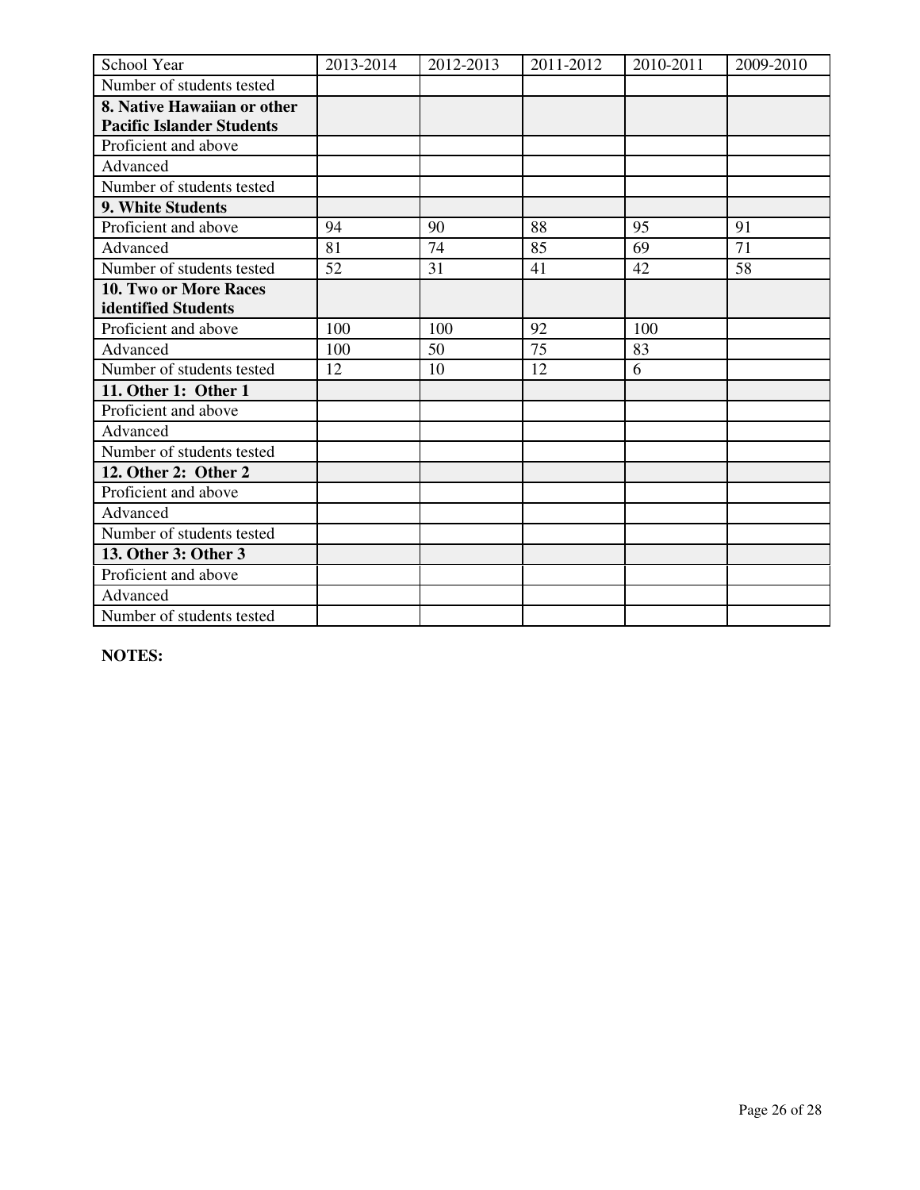| School Year | 2013-2014 | 2012-2013 | 2011-2012 | 2010-2011 | 2009-2010 |
| --- | --- | --- | --- | --- | --- |
| Number of students tested | | | | | |
| **8. Native Hawaiian or other Pacific Islander Students** | | | | | |
| Proficient and above | | | | | |
| Advanced | | | | | |
| Number of students tested | | | | | |
| **9. White Students** | | | | | |
| Proficient and above | 94 | 90 | 88 | 95 | 91 |
| Advanced | 81 | 74 | 85 | 69 | 71 |
| Number of students tested | 52 | 31 | 41 | 42 | 58 |
| **10. Two or More Races identified Students** | | | | | |
| Proficient and above | 100 | 100 | 92 | 100 | |
| Advanced | 100 | 50 | 75 | 83 | |
| Number of students tested | 12 | 10 | 12 | 6 | |
| **11. Other 1: Other 1** | | | | | |
| Proficient and above | | | | | |
| Advanced | | | | | |
| Number of students tested | | | | | |
| **12. Other 2: Other 2** | | | | | |
| Proficient and above | | | | | |
| Advanced | | | | | |
| Number of students tested | | | | | |
| **13. Other 3: Other 3** | | | | | |
| Proficient and above | | | | | |
| Advanced | | | | | |
| Number of students tested | | | | | |

**NOTES:**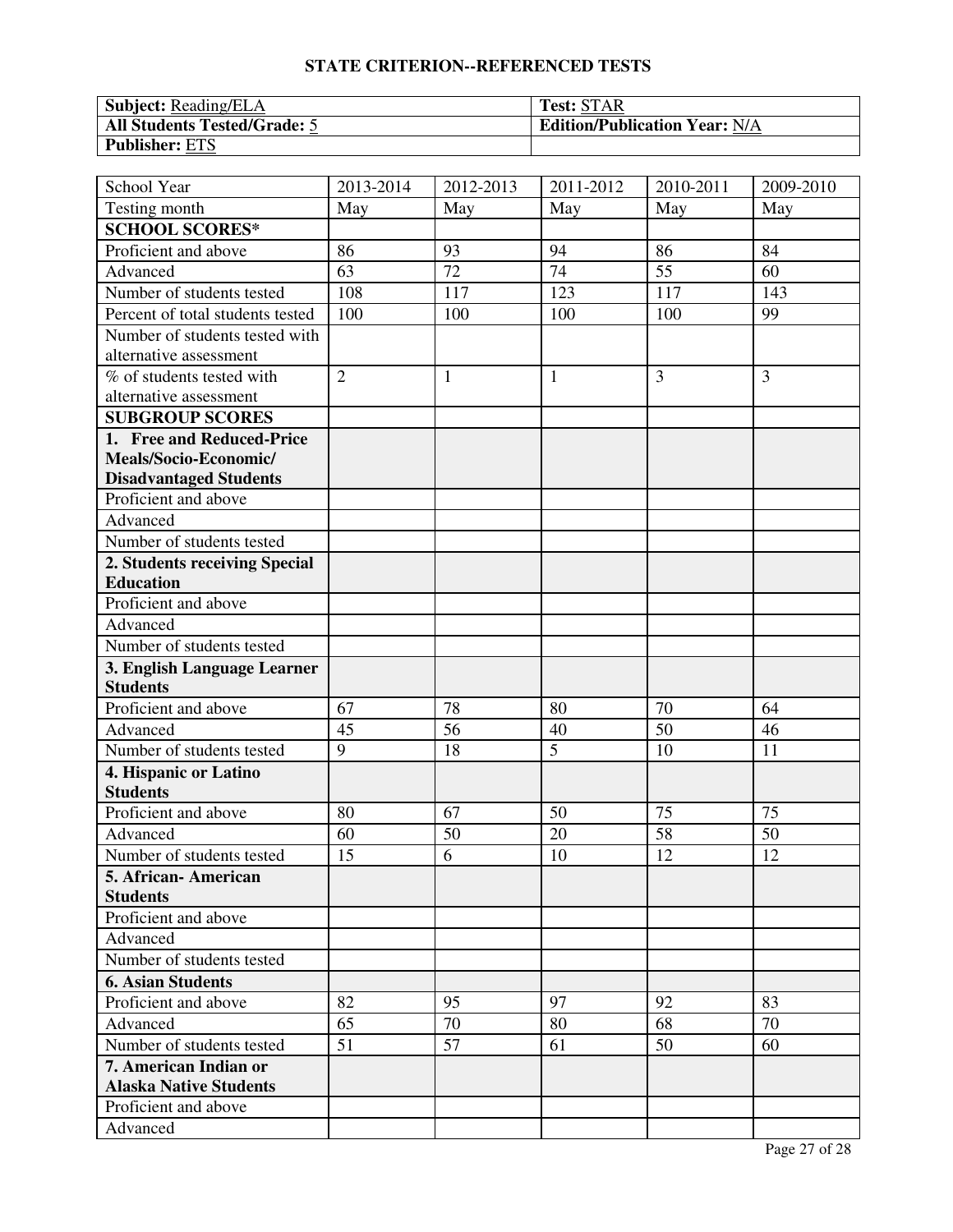## STATE CRITERION--REFERENCED TESTS

| **Subject:** Reading/ELA | **Test:** STAR |
|---|---|
| **All Students Tested/Grade:** 5 | **Edition/Publication Year:** N/A |
| **Publisher:** ETS | |

| School Year | 2013-2014 | 2012-2013 | 2011-2012 | 2010-2011 | 2009-2010 |
|---|---|---|---|---|---|
| Testing month | May | May | May | May | May |
| **SCHOOL SCORES*** | | | | | |
| Proficient and above | 86 | 93 | 94 | 86 | 84 |
| Advanced | 63 | 72 | 74 | 55 | 60 |
| Number of students tested | 108 | 117 | 123 | 117 | 143 |
| Percent of total students tested | 100 | 100 | 100 | 100 | 99 |
| Number of students tested with alternative assessment | | | | | |
| % of students tested with alternative assessment | 2 | 1 | 1 | 3 | 3 |
| **SUBGROUP SCORES** | | | | | |
| **1. Free and Reduced-Price Meals/Socio-Economic/ Disadvantaged Students** | | | | | |
| Proficient and above | | | | | |
| Advanced | | | | | |
| Number of students tested | | | | | |
| **2. Students receiving Special Education** | | | | | |
| Proficient and above | | | | | |
| Advanced | | | | | |
| Number of students tested | | | | | |
| **3. English Language Learner Students** | | | | | |
| Proficient and above | 67 | 78 | 80 | 70 | 64 |
| Advanced | 45 | 56 | 40 | 50 | 46 |
| Number of students tested | 9 | 18 | 5 | 10 | 11 |
| **4. Hispanic or Latino Students** | | | | | |
| Proficient and above | 80 | 67 | 50 | 75 | 75 |
| Advanced | 60 | 50 | 20 | 58 | 50 |
| Number of students tested | 15 | 6 | 10 | 12 | 12 |
| **5. African- American Students** | | | | | |
| Proficient and above | | | | | |
| Advanced | | | | | |
| Number of students tested | | | | | |
| **6. Asian Students** | | | | | |
| Proficient and above | 82 | 95 | 97 | 92 | 83 |
| Advanced | 65 | 70 | 80 | 68 | 70 |
| Number of students tested | 51 | 57 | 61 | 50 | 60 |
| **7. American Indian or Alaska Native Students** | | | | | |
| Proficient and above | | | | | |
| Advanced | | | | | |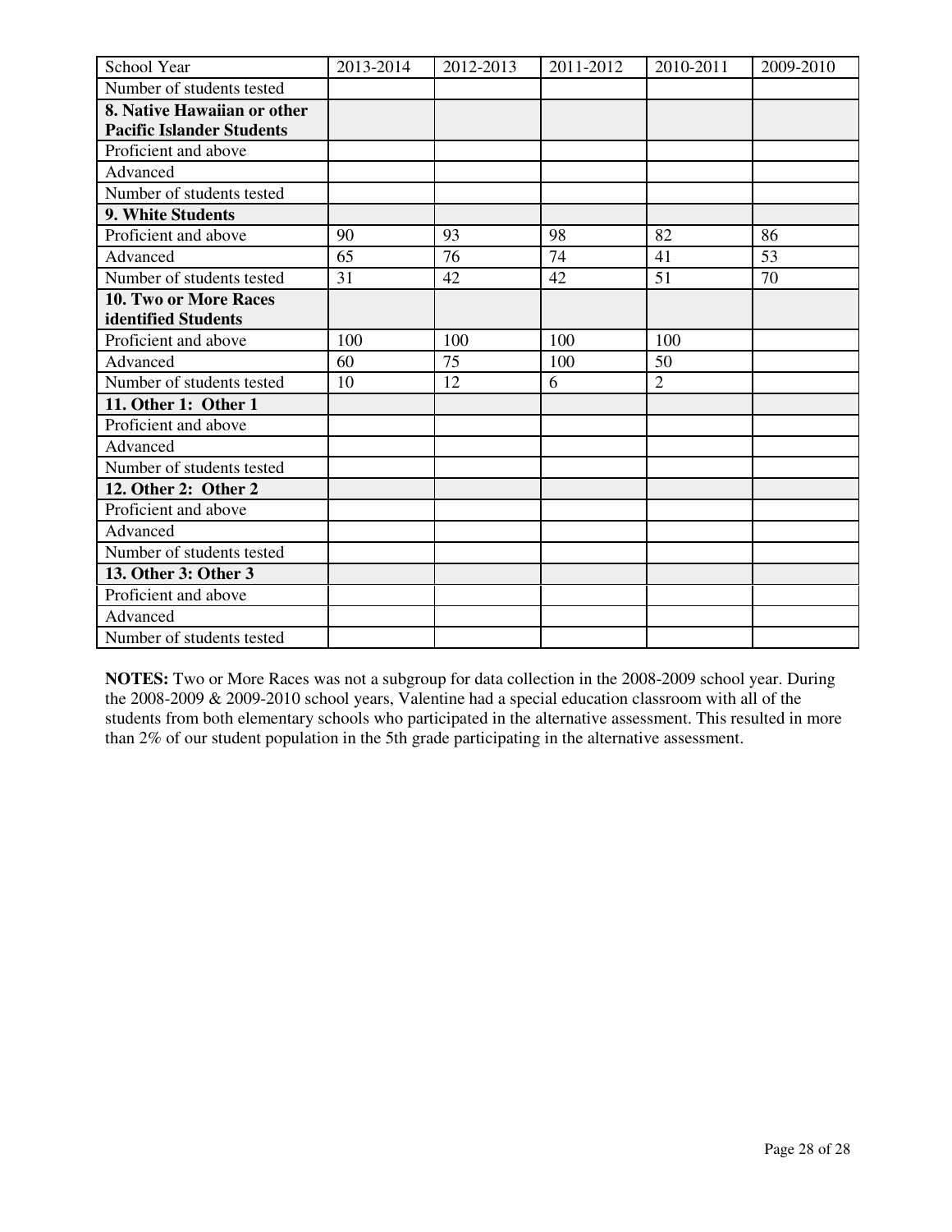| School Year | 2013-2014 | 2012-2013 | 2011-2012 | 2010-2011 | 2009-2010 |
|---|---|---|---|---|---|
| Number of students tested | | | | | |
| **8. Native Hawaiian or other Pacific Islander Students** | | | | | |
| Proficient and above | | | | | |
| Advanced | | | | | |
| Number of students tested | | | | | |
| **9. White Students** | | | | | |
| Proficient and above | 90 | 93 | 98 | 82 | 86 |
| Advanced | 65 | 76 | 74 | 41 | 53 |
| Number of students tested | 31 | 42 | 42 | 51 | 70 |
| **10. Two or More Races identified Students** | | | | | |
| Proficient and above | 100 | 100 | 100 | 100 | |
| Advanced | 60 | 75 | 100 | 50 | |
| Number of students tested | 10 | 12 | 6 | 2 | |
| **11. Other 1: Other 1** | | | | | |
| Proficient and above | | | | | |
| Advanced | | | | | |
| Number of students tested | | | | | |
| **12. Other 2: Other 2** | | | | | |
| Proficient and above | | | | | |
| Advanced | | | | | |
| Number of students tested | | | | | |
| **13. Other 3: Other 3** | | | | | |
| Proficient and above | | | | | |
| Advanced | | | | | |
| Number of students tested | | | | | |

**NOTES:** Two or More Races was not a subgroup for data collection in the 2008-2009 school year. During the 2008-2009 & 2009-2010 school years, Valentine had a special education classroom with all of the students from both elementary schools who participated in the alternative assessment. This resulted in more than 2% of our student population in the 5th grade participating in the alternative assessment.